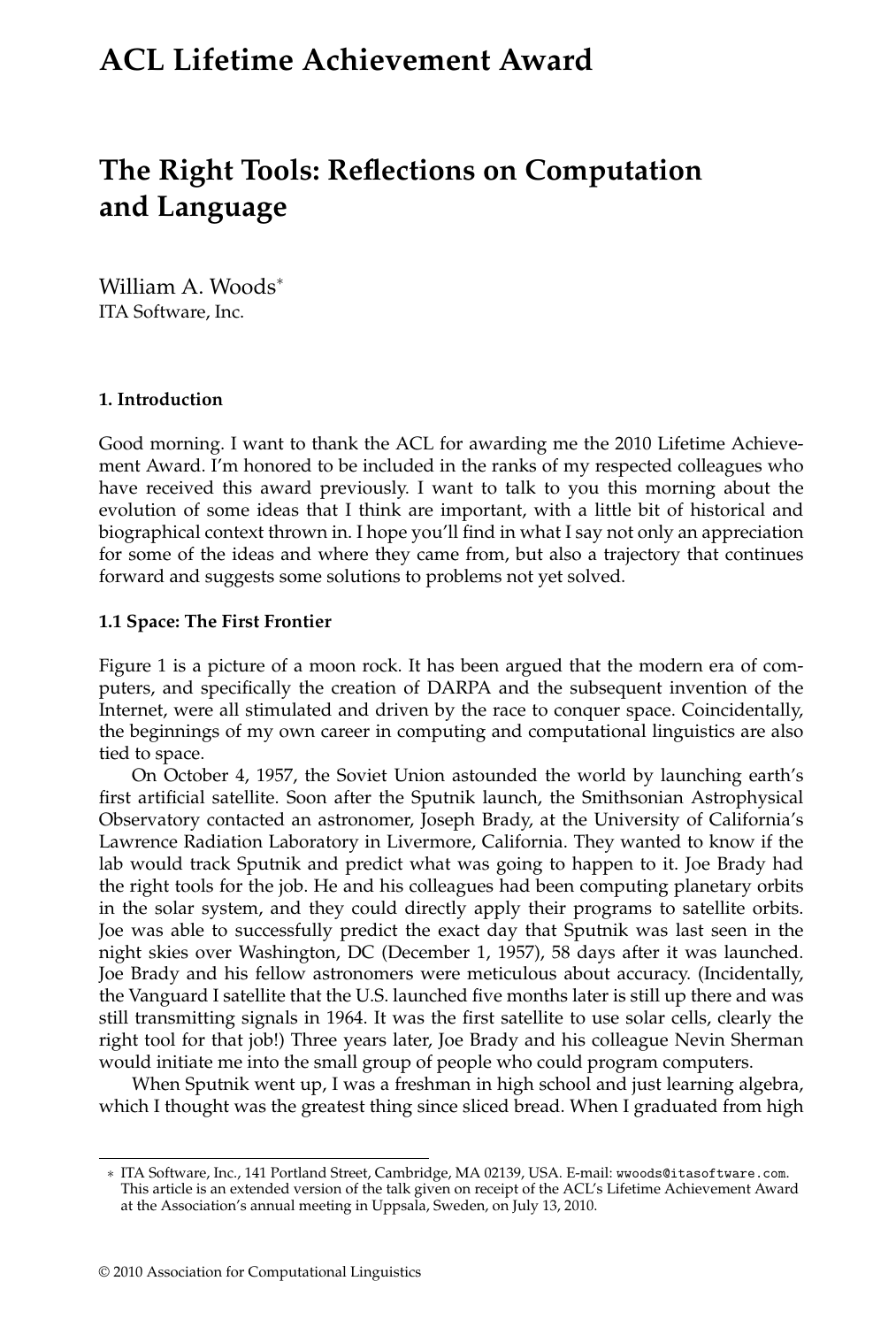# ACL Lifetime Achievement Award

# The Right Tools: Reflections on Computation and Language

William A. Woods*
ITA Software, Inc.

### 1. Introduction

Good morning. I want to thank the ACL for awarding me the 2010 Lifetime Achievement Award. I'm honored to be included in the ranks of my respected colleagues who have received this award previously. I want to talk to you this morning about the evolution of some ideas that I think are important, with a little bit of historical and biographical context thrown in. I hope you'll find in what I say not only an appreciation for some of the ideas and where they came from, but also a trajectory that continues forward and suggests some solutions to problems not yet solved.

### 1.1 Space: The First Frontier

Figure 1 is a picture of a moon rock. It has been argued that the modern era of computers, and specifically the creation of DARPA and the subsequent invention of the Internet, were all stimulated and driven by the race to conquer space. Coincidentally, the beginnings of my own career in computing and computational linguistics are also tied to space.

On October 4, 1957, the Soviet Union astounded the world by launching earth's first artificial satellite. Soon after the Sputnik launch, the Smithsonian Astrophysical Observatory contacted an astronomer, Joseph Brady, at the University of California's Lawrence Radiation Laboratory in Livermore, California. They wanted to know if the lab would track Sputnik and predict what was going to happen to it. Joe Brady had the right tools for the job. He and his colleagues had been computing planetary orbits in the solar system, and they could directly apply their programs to satellite orbits. Joe was able to successfully predict the exact day that Sputnik was last seen in the night skies over Washington, DC (December 1, 1957), 58 days after it was launched. Joe Brady and his fellow astronomers were meticulous about accuracy. (Incidentally, the Vanguard I satellite that the U.S. launched five months later is still up there and was still transmitting signals in 1964. It was the first satellite to use solar cells, clearly the right tool for that job!) Three years later, Joe Brady and his colleague Nevin Sherman would initiate me into the small group of people who could program computers.

When Sputnik went up, I was a freshman in high school and just learning algebra, which I thought was the greatest thing since sliced bread. When I graduated from high

---

* ITA Software, Inc., 141 Portland Street, Cambridge, MA 02139, USA. E-mail: wwoods@itasoftware.com. This article is an extended version of the talk given on receipt of the ACL's Lifetime Achievement Award at the Association's annual meeting in Uppsala, Sweden, on July 13, 2010.

© 2010 Association for Computational Linguistics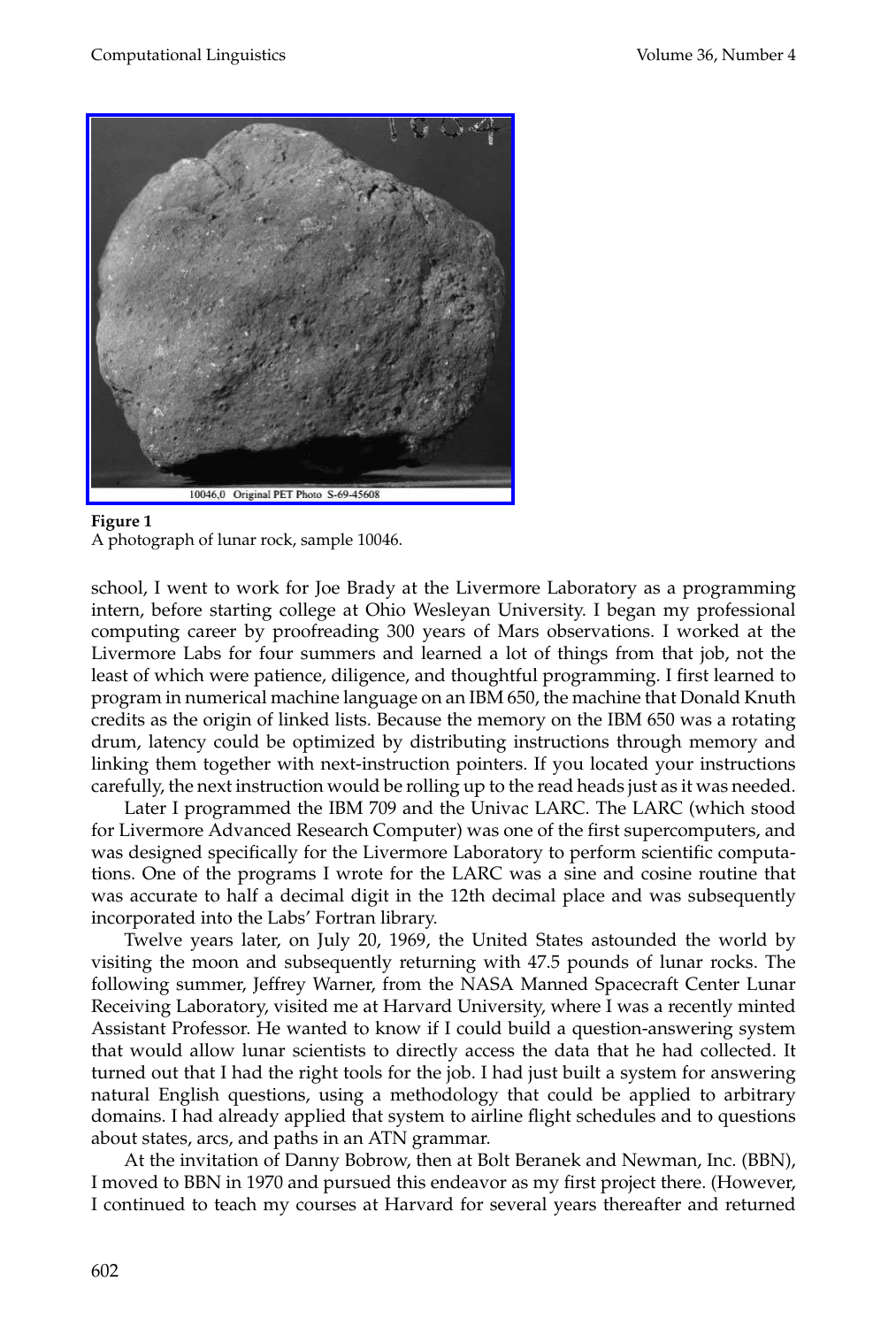**Figure 1**
A photograph of lunar rock, sample 10046.

school, I went to work for Joe Brady at the Livermore Laboratory as a programming intern, before starting college at Ohio Wesleyan University. I began my professional computing career by proofreading 300 years of Mars observations. I worked at the Livermore Labs for four summers and learned a lot of things from that job, not the least of which were patience, diligence, and thoughtful programming. I first learned to program in numerical machine language on an IBM 650, the machine that Donald Knuth credits as the origin of linked lists. Because the memory on the IBM 650 was a rotating drum, latency could be optimized by distributing instructions through memory and linking them together with next-instruction pointers. If you located your instructions carefully, the next instruction would be rolling up to the read heads just as it was needed.

Later I programmed the IBM 709 and the Univac LARC. The LARC (which stood for Livermore Advanced Research Computer) was one of the first supercomputers, and was designed specifically for the Livermore Laboratory to perform scientific computations. One of the programs I wrote for the LARC was a sine and cosine routine that was accurate to half a decimal digit in the 12th decimal place and was subsequently incorporated into the Labs' Fortran library.

Twelve years later, on July 20, 1969, the United States astounded the world by visiting the moon and subsequently returning with 47.5 pounds of lunar rocks. The following summer, Jeffrey Warner, from the NASA Manned Spacecraft Center Lunar Receiving Laboratory, visited me at Harvard University, where I was a recently minted Assistant Professor. He wanted to know if I could build a question-answering system that would allow lunar scientists to directly access the data that he had collected. It turned out that I had the right tools for the job. I had just built a system for answering natural English questions, using a methodology that could be applied to arbitrary domains. I had already applied that system to airline flight schedules and to questions about states, arcs, and paths in an ATN grammar.

At the invitation of Danny Bobrow, then at Bolt Beranek and Newman, Inc. (BBN), I moved to BBN in 1970 and pursued this endeavor as my first project there. (However, I continued to teach my courses at Harvard for several years thereafter and returned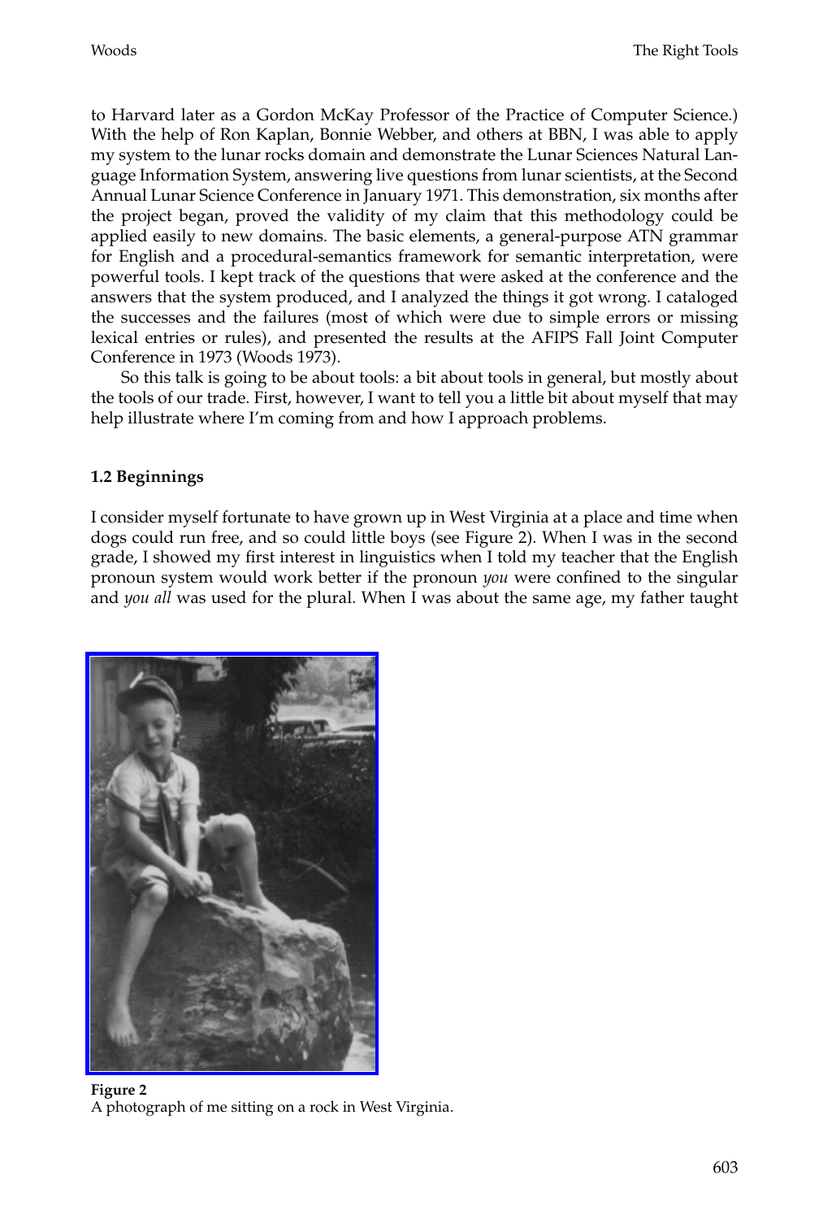to Harvard later as a Gordon McKay Professor of the Practice of Computer Science.) With the help of Ron Kaplan, Bonnie Webber, and others at BBN, I was able to apply my system to the lunar rocks domain and demonstrate the Lunar Sciences Natural Language Information System, answering live questions from lunar scientists, at the Second Annual Lunar Science Conference in January 1971. This demonstration, six months after the project began, proved the validity of my claim that this methodology could be applied easily to new domains. The basic elements, a general-purpose ATN grammar for English and a procedural-semantics framework for semantic interpretation, were powerful tools. I kept track of the questions that were asked at the conference and the answers that the system produced, and I analyzed the things it got wrong. I cataloged the successes and the failures (most of which were due to simple errors or missing lexical entries or rules), and presented the results at the AFIPS Fall Joint Computer Conference in 1973 (Woods 1973).

So this talk is going to be about tools: a bit about tools in general, but mostly about the tools of our trade. First, however, I want to tell you a little bit about myself that may help illustrate where I'm coming from and how I approach problems.

### 1.2 Beginnings

I consider myself fortunate to have grown up in West Virginia at a place and time when dogs could run free, and so could little boys (see Figure 2). When I was in the second grade, I showed my first interest in linguistics when I told my teacher that the English pronoun system would work better if the pronoun *you* were confined to the singular and *you all* was used for the plural. When I was about the same age, my father taught

**Figure 2**
A photograph of me sitting on a rock in West Virginia.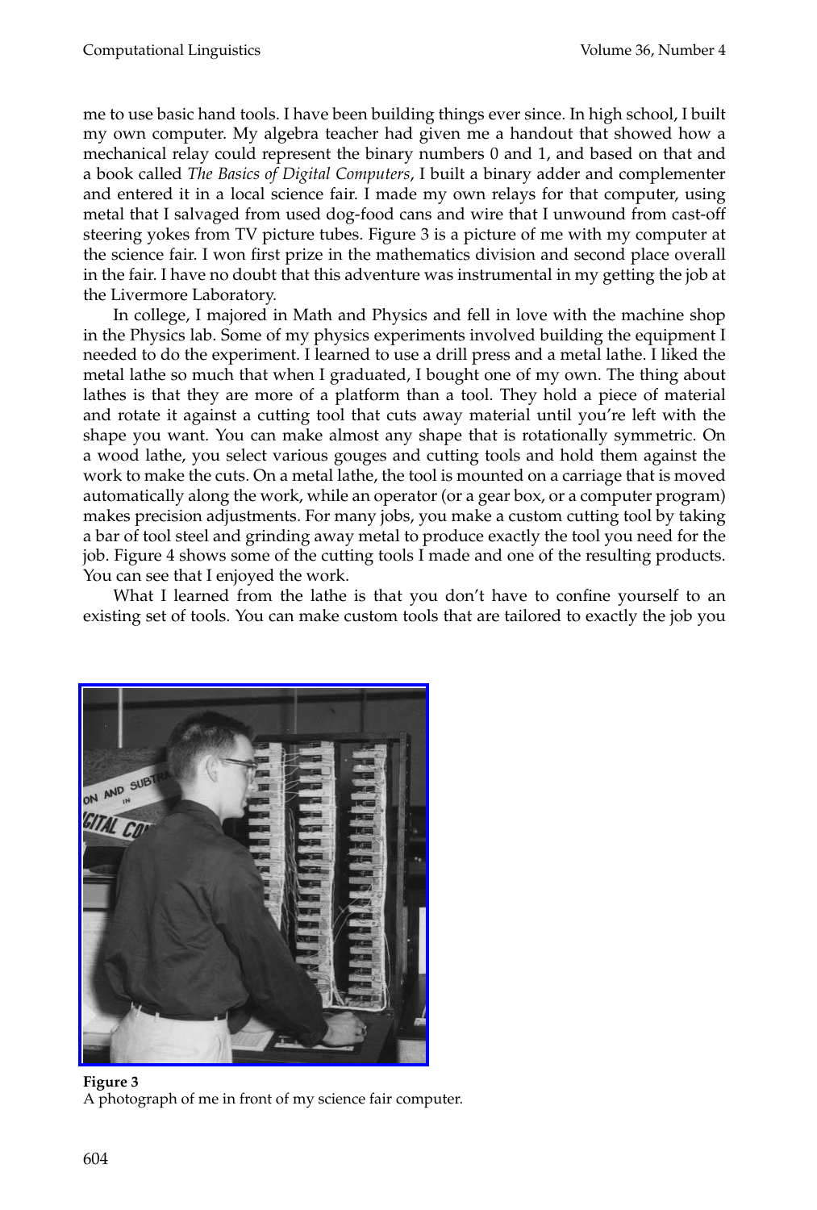me to use basic hand tools. I have been building things ever since. In high school, I built my own computer. My algebra teacher had given me a handout that showed how a mechanical relay could represent the binary numbers 0 and 1, and based on that and a book called *The Basics of Digital Computers*, I built a binary adder and complementer and entered it in a local science fair. I made my own relays for that computer, using metal that I salvaged from used dog-food cans and wire that I unwound from cast-off steering yokes from TV picture tubes. Figure 3 is a picture of me with my computer at the science fair. I won first prize in the mathematics division and second place overall in the fair. I have no doubt that this adventure was instrumental in my getting the job at the Livermore Laboratory.

In college, I majored in Math and Physics and fell in love with the machine shop in the Physics lab. Some of my physics experiments involved building the equipment I needed to do the experiment. I learned to use a drill press and a metal lathe. I liked the metal lathe so much that when I graduated, I bought one of my own. The thing about lathes is that they are more of a platform than a tool. They hold a piece of material and rotate it against a cutting tool that cuts away material until you're left with the shape you want. You can make almost any shape that is rotationally symmetric. On a wood lathe, you select various gouges and cutting tools and hold them against the work to make the cuts. On a metal lathe, the tool is mounted on a carriage that is moved automatically along the work, while an operator (or a gear box, or a computer program) makes precision adjustments. For many jobs, you make a custom cutting tool by taking a bar of tool steel and grinding away metal to produce exactly the tool you need for the job. Figure 4 shows some of the cutting tools I made and one of the resulting products. You can see that I enjoyed the work.

What I learned from the lathe is that you don't have to confine yourself to an existing set of tools. You can make custom tools that are tailored to exactly the job you

**Figure 3**
A photograph of me in front of my science fair computer.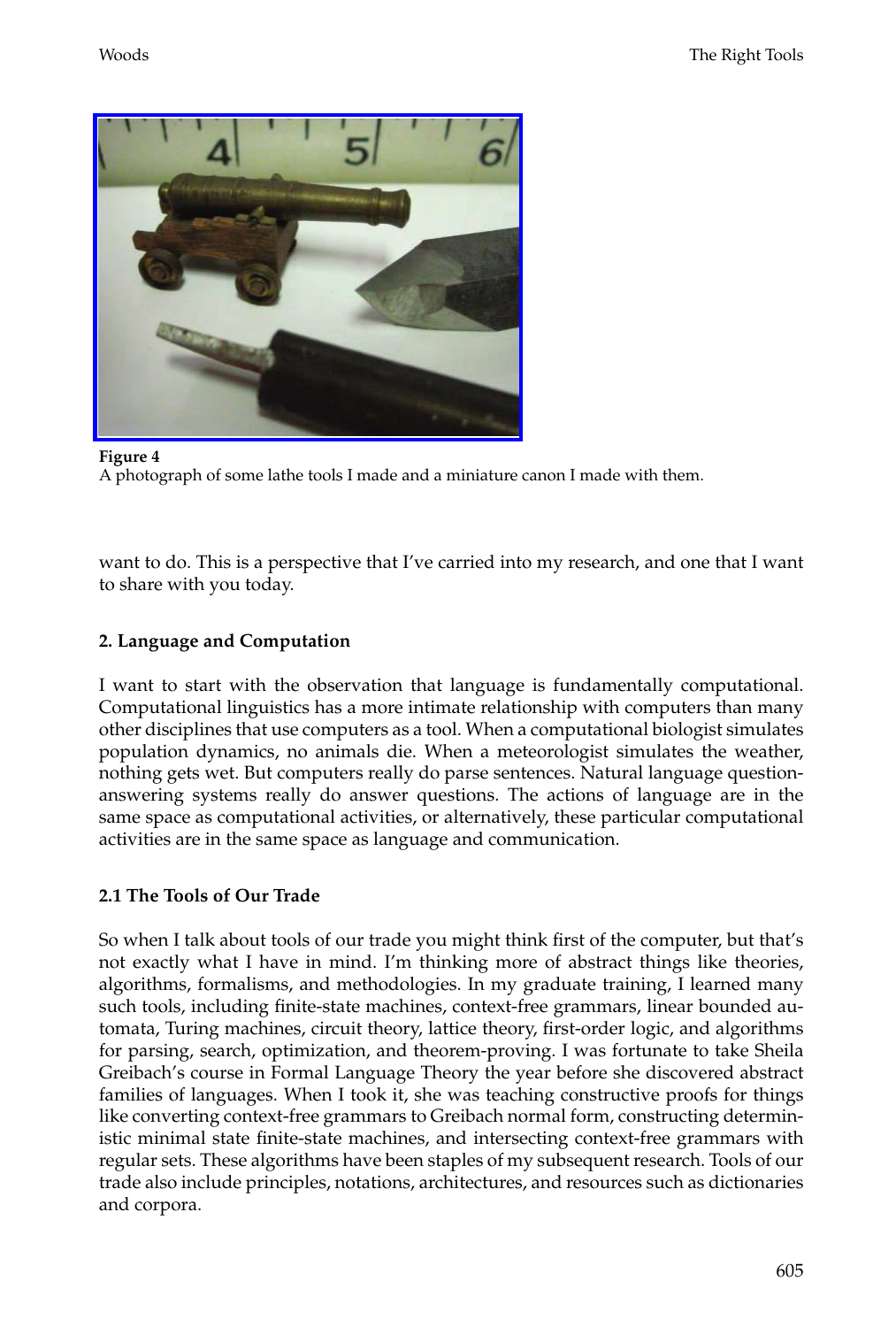**Figure 4**
A photograph of some lathe tools I made and a miniature canon I made with them.

want to do. This is a perspective that I've carried into my research, and one that I want to share with you today.

## 2. Language and Computation

I want to start with the observation that language is fundamentally computational. Computational linguistics has a more intimate relationship with computers than many other disciplines that use computers as a tool. When a computational biologist simulates population dynamics, no animals die. When a meteorologist simulates the weather, nothing gets wet. But computers really do parse sentences. Natural language question-answering systems really do answer questions. The actions of language are in the same space as computational activities, or alternatively, these particular computational activities are in the same space as language and communication.

### 2.1 The Tools of Our Trade

So when I talk about tools of our trade you might think first of the computer, but that's not exactly what I have in mind. I'm thinking more of abstract things like theories, algorithms, formalisms, and methodologies. In my graduate training, I learned many such tools, including finite-state machines, context-free grammars, linear bounded automata, Turing machines, circuit theory, lattice theory, first-order logic, and algorithms for parsing, search, optimization, and theorem-proving. I was fortunate to take Sheila Greibach's course in Formal Language Theory the year before she discovered abstract families of languages. When I took it, she was teaching constructive proofs for things like converting context-free grammars to Greibach normal form, constructing deterministic minimal state finite-state machines, and intersecting context-free grammars with regular sets. These algorithms have been staples of my subsequent research. Tools of our trade also include principles, notations, architectures, and resources such as dictionaries and corpora.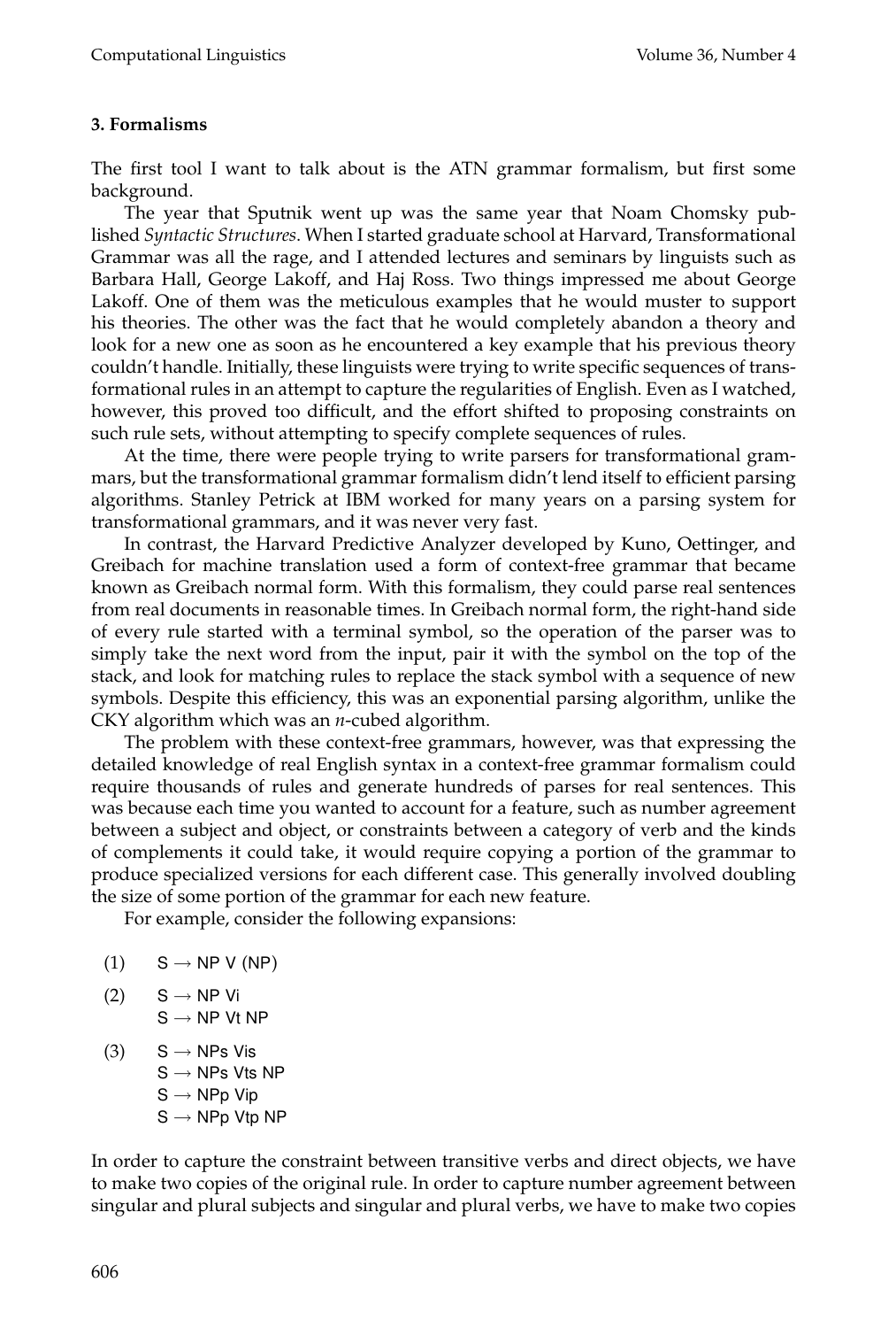### 3. Formalisms

The first tool I want to talk about is the ATN grammar formalism, but first some background.

The year that Sputnik went up was the same year that Noam Chomsky published *Syntactic Structures*. When I started graduate school at Harvard, Transformational Grammar was all the rage, and I attended lectures and seminars by linguists such as Barbara Hall, George Lakoff, and Haj Ross. Two things impressed me about George Lakoff. One of them was the meticulous examples that he would muster to support his theories. The other was the fact that he would completely abandon a theory and look for a new one as soon as he encountered a key example that his previous theory couldn't handle. Initially, these linguists were trying to write specific sequences of transformational rules in an attempt to capture the regularities of English. Even as I watched, however, this proved too difficult, and the effort shifted to proposing constraints on such rule sets, without attempting to specify complete sequences of rules.

At the time, there were people trying to write parsers for transformational grammars, but the transformational grammar formalism didn't lend itself to efficient parsing algorithms. Stanley Petrick at IBM worked for many years on a parsing system for transformational grammars, and it was never very fast.

In contrast, the Harvard Predictive Analyzer developed by Kuno, Oettinger, and Greibach for machine translation used a form of context-free grammar that became known as Greibach normal form. With this formalism, they could parse real sentences from real documents in reasonable times. In Greibach normal form, the right-hand side of every rule started with a terminal symbol, so the operation of the parser was to simply take the next word from the input, pair it with the symbol on the top of the stack, and look for matching rules to replace the stack symbol with a sequence of new symbols. Despite this efficiency, this was an exponential parsing algorithm, unlike the CKY algorithm which was an *n*-cubed algorithm.

The problem with these context-free grammars, however, was that expressing the detailed knowledge of real English syntax in a context-free grammar formalism could require thousands of rules and generate hundreds of parses for real sentences. This was because each time you wanted to account for a feature, such as number agreement between a subject and object, or constraints between a category of verb and the kinds of complements it could take, it would require copying a portion of the grammar to produce specialized versions for each different case. This generally involved doubling the size of some portion of the grammar for each new feature.

For example, consider the following expansions:

(1) S → NP V (NP)

(2) S → NP Vi
S → NP Vt NP

(3) S → NPs Vis
S → NPs Vts NP
S → NPp Vip
S → NPp Vtp NP

In order to capture the constraint between transitive verbs and direct objects, we have to make two copies of the original rule. In order to capture number agreement between singular and plural subjects and singular and plural verbs, we have to make two copies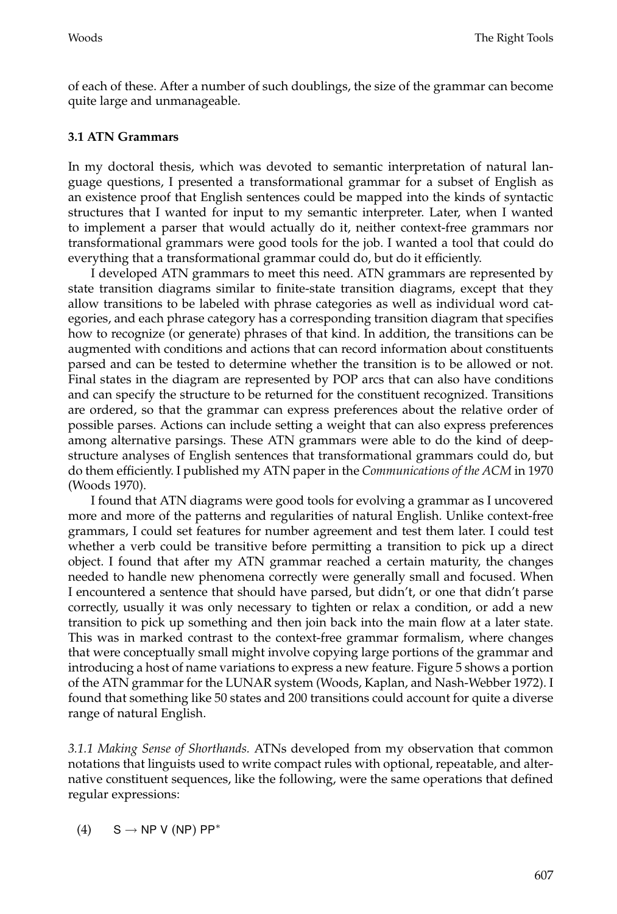of each of these. After a number of such doublings, the size of the grammar can become quite large and unmanageable.

### 3.1 ATN Grammars

In my doctoral thesis, which was devoted to semantic interpretation of natural language questions, I presented a transformational grammar for a subset of English as an existence proof that English sentences could be mapped into the kinds of syntactic structures that I wanted for input to my semantic interpreter. Later, when I wanted to implement a parser that would actually do it, neither context-free grammars nor transformational grammars were good tools for the job. I wanted a tool that could do everything that a transformational grammar could do, but do it efficiently.

I developed ATN grammars to meet this need. ATN grammars are represented by state transition diagrams similar to finite-state transition diagrams, except that they allow transitions to be labeled with phrase categories as well as individual word categories, and each phrase category has a corresponding transition diagram that specifies how to recognize (or generate) phrases of that kind. In addition, the transitions can be augmented with conditions and actions that can record information about constituents parsed and can be tested to determine whether the transition is to be allowed or not. Final states in the diagram are represented by POP arcs that can also have conditions and can specify the structure to be returned for the constituent recognized. Transitions are ordered, so that the grammar can express preferences about the relative order of possible parses. Actions can include setting a weight that can also express preferences among alternative parsings. These ATN grammars were able to do the kind of deep-structure analyses of English sentences that transformational grammars could do, but do them efficiently. I published my ATN paper in the *Communications of the ACM* in 1970 (Woods 1970).

I found that ATN diagrams were good tools for evolving a grammar as I uncovered more and more of the patterns and regularities of natural English. Unlike context-free grammars, I could set features for number agreement and test them later. I could test whether a verb could be transitive before permitting a transition to pick up a direct object. I found that after my ATN grammar reached a certain maturity, the changes needed to handle new phenomena correctly were generally small and focused. When I encountered a sentence that should have parsed, but didn't, or one that didn't parse correctly, usually it was only necessary to tighten or relax a condition, or add a new transition to pick up something and then join back into the main flow at a later state. This was in marked contrast to the context-free grammar formalism, where changes that were conceptually small might involve copying large portions of the grammar and introducing a host of name variations to express a new feature. Figure 5 shows a portion of the ATN grammar for the LUNAR system (Woods, Kaplan, and Nash-Webber 1972). I found that something like 50 states and 200 transitions could account for quite a diverse range of natural English.

*3.1.1 Making Sense of Shorthands.* ATNs developed from my observation that common notations that linguists used to write compact rules with optional, repeatable, and alternative constituent sequences, like the following, were the same operations that defined regular expressions:

(4) $\quad$ S → NP V (NP) PP*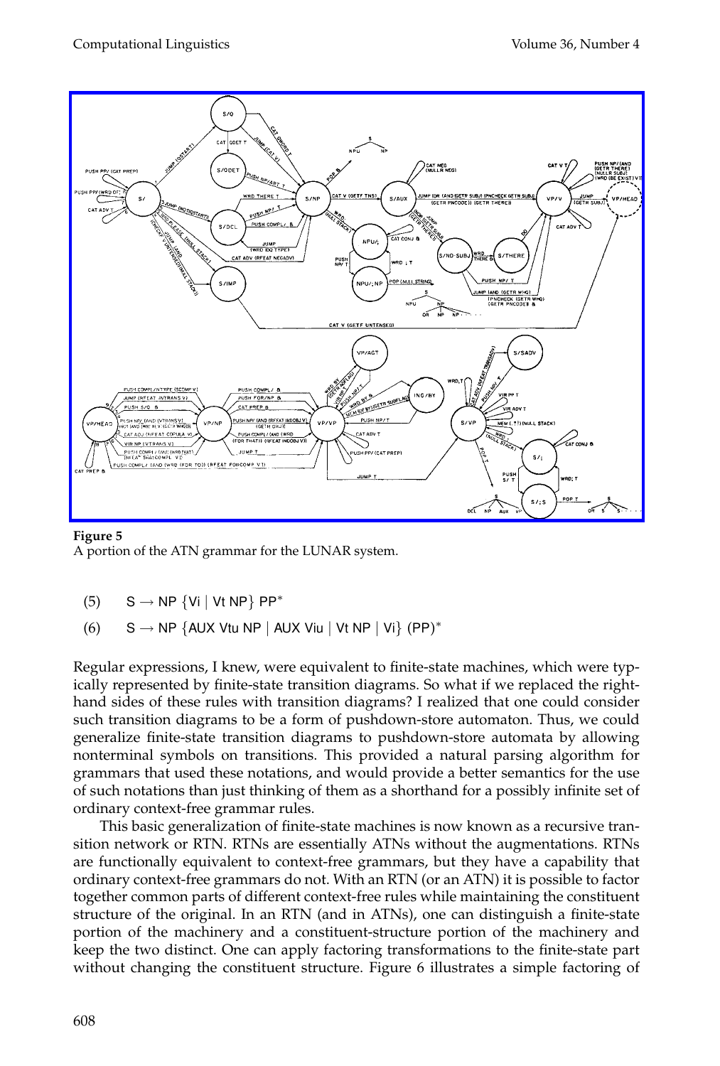**Figure 5**
A portion of the ATN grammar for the LUNAR system.

(5) $\mathsf{S \rightarrow NP\ \{Vi \mid Vt\ NP\}\ PP^*}$

(6) $\mathsf{S \rightarrow NP\ \{AUX\ Vtu\ NP \mid AUX\ Viu \mid Vt\ NP \mid Vi\}\ (PP)^*}$

Regular expressions, I knew, were equivalent to finite-state machines, which were typically represented by finite-state transition diagrams. So what if we replaced the right-hand sides of these rules with transition diagrams? I realized that one could consider such transition diagrams to be a form of pushdown-store automaton. Thus, we could generalize finite-state transition diagrams to pushdown-store automata by allowing nonterminal symbols on transitions. This provided a natural parsing algorithm for grammars that used these notations, and would provide a better semantics for the use of such notations than just thinking of them as a shorthand for a possibly infinite set of ordinary context-free grammar rules.

This basic generalization of finite-state machines is now known as a recursive transition network or RTN. RTNs are essentially ATNs without the augmentations. RTNs are functionally equivalent to context-free grammars, but they have a capability that ordinary context-free grammars do not. With an RTN (or an ATN) it is possible to factor together common parts of different context-free rules while maintaining the constituent structure of the original. In an RTN (and in ATNs), one can distinguish a finite-state portion of the machinery and a constituent-structure portion of the machinery and keep the two distinct. One can apply factoring transformations to the finite-state part without changing the constituent structure. Figure 6 illustrates a simple factoring of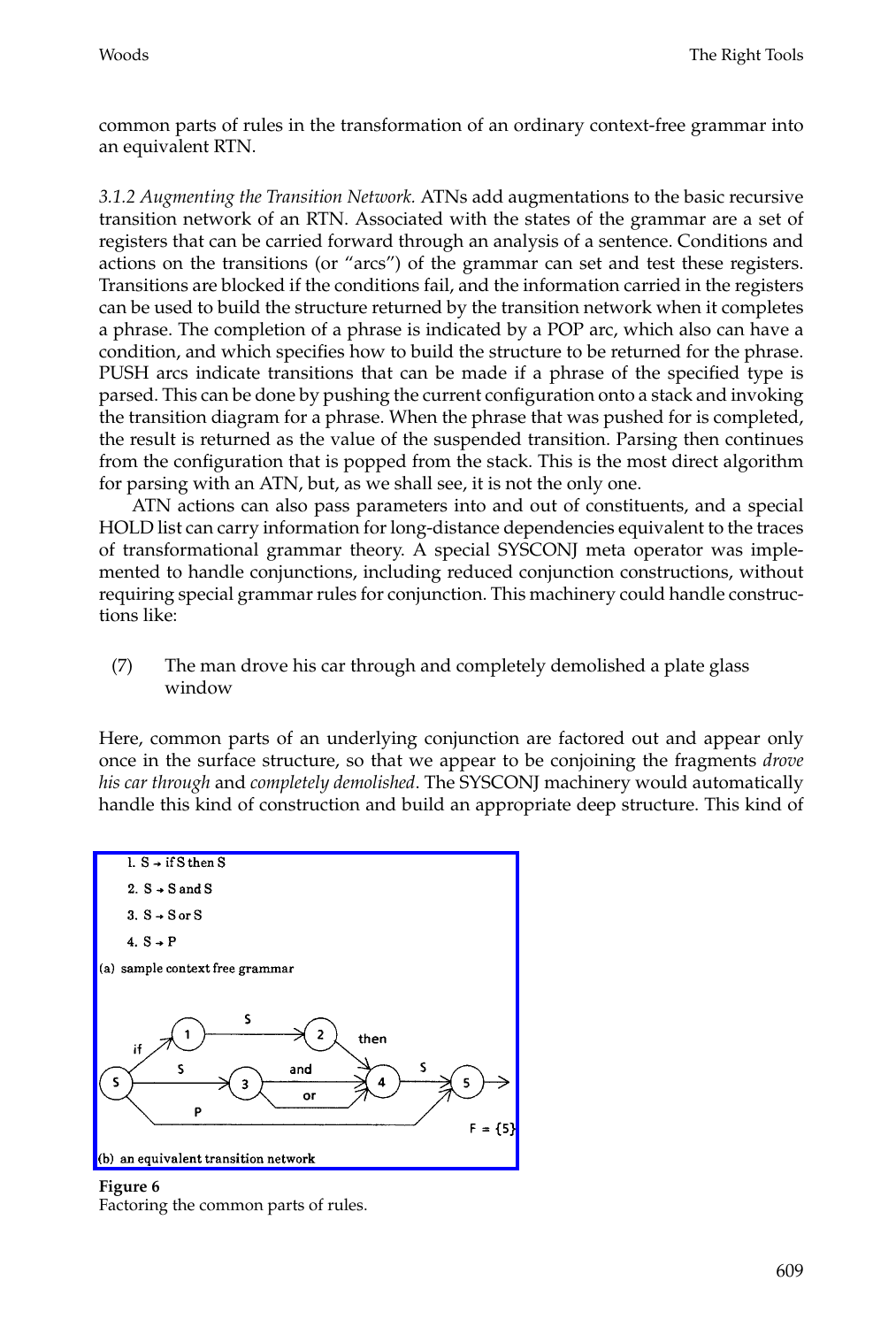common parts of rules in the transformation of an ordinary context-free grammar into an equivalent RTN.

*3.1.2 Augmenting the Transition Network.* ATNs add augmentations to the basic recursive transition network of an RTN. Associated with the states of the grammar are a set of registers that can be carried forward through an analysis of a sentence. Conditions and actions on the transitions (or "arcs") of the grammar can set and test these registers. Transitions are blocked if the conditions fail, and the information carried in the registers can be used to build the structure returned by the transition network when it completes a phrase. The completion of a phrase is indicated by a POP arc, which also can have a condition, and which specifies how to build the structure to be returned for the phrase. PUSH arcs indicate transitions that can be made if a phrase of the specified type is parsed. This can be done by pushing the current configuration onto a stack and invoking the transition diagram for a phrase. When the phrase that was pushed for is completed, the result is returned as the value of the suspended transition. Parsing then continues from the configuration that is popped from the stack. This is the most direct algorithm for parsing with an ATN, but, as we shall see, it is not the only one.

ATN actions can also pass parameters into and out of constituents, and a special HOLD list can carry information for long-distance dependencies equivalent to the traces of transformational grammar theory. A special SYSCONJ meta operator was implemented to handle conjunctions, including reduced conjunction constructions, without requiring special grammar rules for conjunction. This machinery could handle constructions like:

(7) The man drove his car through and completely demolished a plate glass window

Here, common parts of an underlying conjunction are factored out and appear only once in the surface structure, so that we appear to be conjoining the fragments *drove his car through* and *completely demolished*. The SYSCONJ machinery would automatically handle this kind of construction and build an appropriate deep structure. This kind of

1. S → if S then S
2. S → S and S
3. S → S or S
4. S → P

(a) sample context free grammar

(b) an equivalent transition network

**Figure 6**
Factoring the common parts of rules.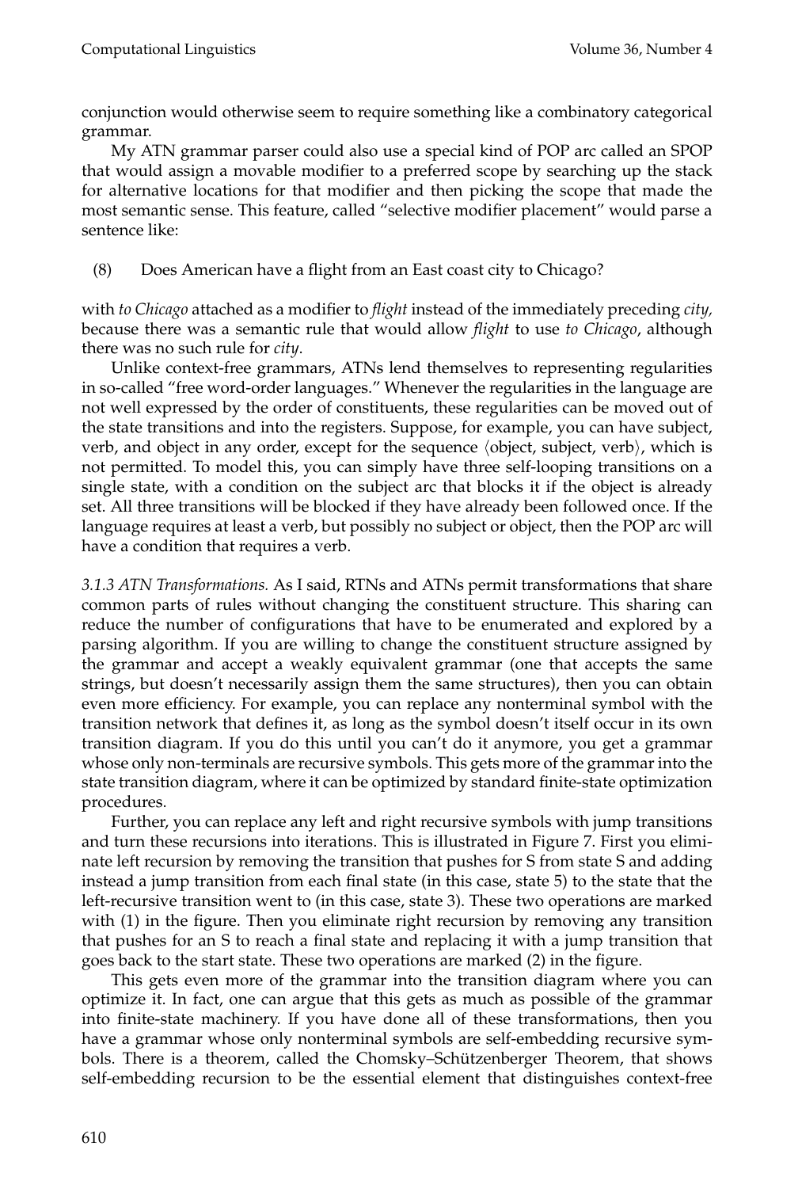conjunction would otherwise seem to require something like a combinatory categorical grammar.

My ATN grammar parser could also use a special kind of POP arc called an SPOP that would assign a movable modifier to a preferred scope by searching up the stack for alternative locations for that modifier and then picking the scope that made the most semantic sense. This feature, called "selective modifier placement" would parse a sentence like:

(8) Does American have a flight from an East coast city to Chicago?

with *to Chicago* attached as a modifier to *flight* instead of the immediately preceding *city,* because there was a semantic rule that would allow *flight* to use *to Chicago*, although there was no such rule for *city*.

Unlike context-free grammars, ATNs lend themselves to representing regularities in so-called "free word-order languages." Whenever the regularities in the language are not well expressed by the order of constituents, these regularities can be moved out of the state transitions and into the registers. Suppose, for example, you can have subject, verb, and object in any order, except for the sequence ⟨object, subject, verb⟩, which is not permitted. To model this, you can simply have three self-looping transitions on a single state, with a condition on the subject arc that blocks it if the object is already set. All three transitions will be blocked if they have already been followed once. If the language requires at least a verb, but possibly no subject or object, then the POP arc will have a condition that requires a verb.

*3.1.3 ATN Transformations.* As I said, RTNs and ATNs permit transformations that share common parts of rules without changing the constituent structure. This sharing can reduce the number of configurations that have to be enumerated and explored by a parsing algorithm. If you are willing to change the constituent structure assigned by the grammar and accept a weakly equivalent grammar (one that accepts the same strings, but doesn't necessarily assign them the same structures), then you can obtain even more efficiency. For example, you can replace any nonterminal symbol with the transition network that defines it, as long as the symbol doesn't itself occur in its own transition diagram. If you do this until you can't do it anymore, you get a grammar whose only non-terminals are recursive symbols. This gets more of the grammar into the state transition diagram, where it can be optimized by standard finite-state optimization procedures.

Further, you can replace any left and right recursive symbols with jump transitions and turn these recursions into iterations. This is illustrated in Figure 7. First you eliminate left recursion by removing the transition that pushes for S from state S and adding instead a jump transition from each final state (in this case, state 5) to the state that the left-recursive transition went to (in this case, state 3). These two operations are marked with (1) in the figure. Then you eliminate right recursion by removing any transition that pushes for an S to reach a final state and replacing it with a jump transition that goes back to the start state. These two operations are marked (2) in the figure.

This gets even more of the grammar into the transition diagram where you can optimize it. In fact, one can argue that this gets as much as possible of the grammar into finite-state machinery. If you have done all of these transformations, then you have a grammar whose only nonterminal symbols are self-embedding recursive symbols. There is a theorem, called the Chomsky–Schützenberger Theorem, that shows self-embedding recursion to be the essential element that distinguishes context-free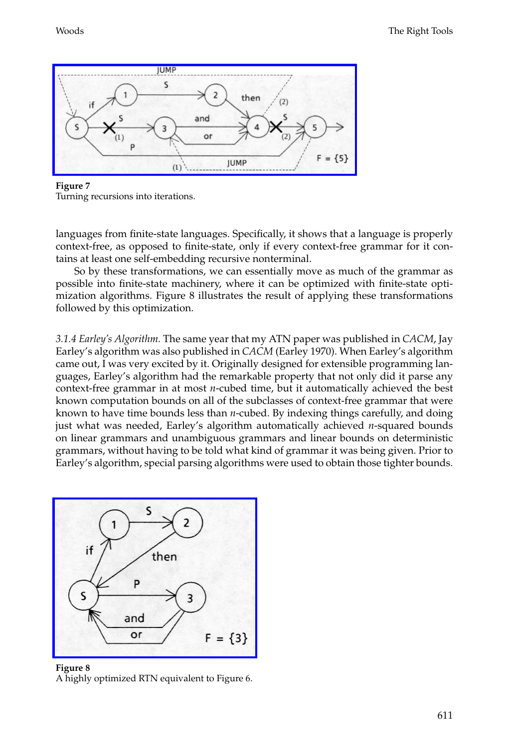Figure 7
Turning recursions into iterations.

languages from finite-state languages. Specifically, it shows that a language is properly context-free, as opposed to finite-state, only if every context-free grammar for it contains at least one self-embedding recursive nonterminal.

So by these transformations, we can essentially move as much of the grammar as possible into finite-state machinery, where it can be optimized with finite-state optimization algorithms. Figure 8 illustrates the result of applying these transformations followed by this optimization.

*3.1.4 Earley's Algorithm.* The same year that my ATN paper was published in *CACM*, Jay Earley's algorithm was also published in *CACM* (Earley 1970). When Earley's algorithm came out, I was very excited by it. Originally designed for extensible programming languages, Earley's algorithm had the remarkable property that not only did it parse any context-free grammar in at most $n$-cubed time, but it automatically achieved the best known computation bounds on all of the subclasses of context-free grammar that were known to have time bounds less than $n$-cubed. By indexing things carefully, and doing just what was needed, Earley's algorithm automatically achieved $n$-squared bounds on linear grammars and unambiguous grammars and linear bounds on deterministic grammars, without having to be told what kind of grammar it was being given. Prior to Earley's algorithm, special parsing algorithms were used to obtain those tighter bounds.

Figure 8
A highly optimized RTN equivalent to Figure 6.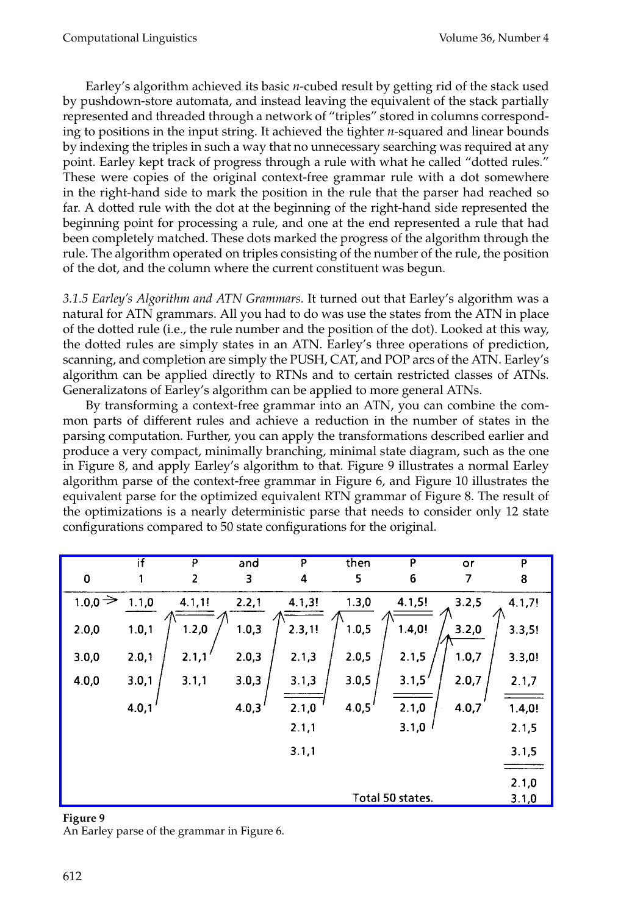Earley's algorithm achieved its basic $n$-cubed result by getting rid of the stack used by pushdown-store automata, and instead leaving the equivalent of the stack partially represented and threaded through a network of "triples" stored in columns corresponding to positions in the input string. It achieved the tighter $n$-squared and linear bounds by indexing the triples in such a way that no unnecessary searching was required at any point. Earley kept track of progress through a rule with what he called "dotted rules." These were copies of the original context-free grammar rule with a dot somewhere in the right-hand side to mark the position in the rule that the parser had reached so far. A dotted rule with the dot at the beginning of the right-hand side represented the beginning point for processing a rule, and one at the end represented a rule that had been completely matched. These dots marked the progress of the algorithm through the rule. The algorithm operated on triples consisting of the number of the rule, the position of the dot, and the column where the current constituent was begun.

*3.1.5 Earley's Algorithm and ATN Grammars.* It turned out that Earley's algorithm was a natural for ATN grammars. All you had to do was use the states from the ATN in place of the dotted rule (i.e., the rule number and the position of the dot). Looked at this way, the dotted rules are simply states in an ATN. Earley's three operations of prediction, scanning, and completion are simply the PUSH, CAT, and POP arcs of the ATN. Earley's algorithm can be applied directly to RTNs and to certain restricted classes of ATNs. Generalizatons of Earley's algorithm can be applied to more general ATNs.

By transforming a context-free grammar into an ATN, you can combine the common parts of different rules and achieve a reduction in the number of states in the parsing computation. Further, you can apply the transformations described earlier and produce a very compact, minimally branching, minimal state diagram, such as the one in Figure 8, and apply Earley's algorithm to that. Figure 9 illustrates a normal Earley algorithm parse of the context-free grammar in Figure 6, and Figure 10 illustrates the equivalent parse for the optimized equivalent RTN grammar of Figure 8. The result of the optimizations is a nearly deterministic parse that needs to consider only 12 state configurations compared to 50 state configurations for the original.

| | if | P | and | P | then | P | or | P |
|---|---|---|---|---|---|---|---|---|
| 0 | 1 | 2 | 3 | 4 | 5 | 6 | 7 | 8 |
| 1.0,0 → | 1.1,0 | 4.1,1! | 2.2,1 | 4.1,3! | 1.3,0 | 4.1,5! | 3.2,5 | 4.1,7! |
| 2.0,0 | 1.0,1 | 1.2,0 | 1.0,3 | 2.3,1! | 1.0,5 | 1.4,0! | 3.2,0 | 3.3,5! |
| 3.0,0 | 2.0,1 | 2.1,1 | 2.0,3 | 2.1,3 | 2.0,5 | 2.1,5 | 1.0,7 | 3.3,0! |
| 4.0,0 | 3.0,1 | 3.1,1 | 3.0,3 | 3.1,3 | 3.0,5 | 3.1,5 | 2.0,7 | 2.1,7 |
| | 4.0,1 | | 4.0,3 | 2.1,0 | 4.0,5 | 2.1,0 | 4.0,7 | 1.4,0! |
| | | | | 2.1,1 | | 3.1,0 | | 2.1,5 |
| | | | | 3.1,1 | | | | 3.1,5 |
| | | | | | | | | 2.1,0 |
| | | | | | Total 50 states. | | | 3.1,0 |

**Figure 9**
An Earley parse of the grammar in Figure 6.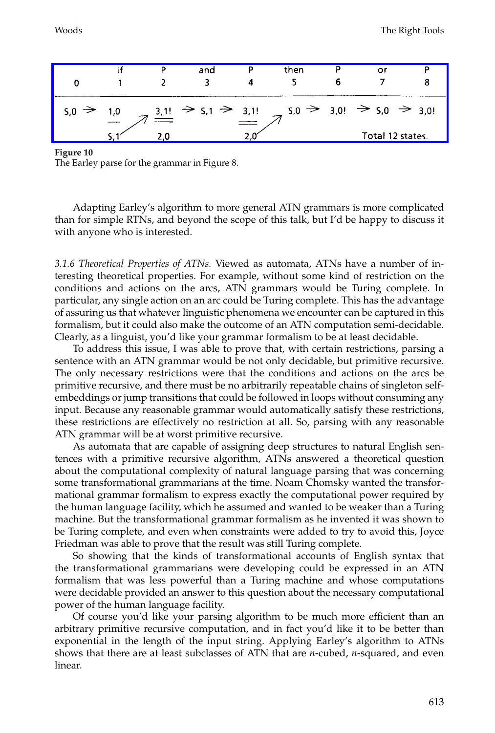| | if | P | and | P | then | P | or | P |
|---|---|---|---|---|---|---|---|---|
| 0 | 1 | 2 | 3 | 4 | 5 | 6 | 7 | 8 |
| S,0 → | 1,0 | 3,1! | → S,1 → | 3,1! | S,0 → | 3,0! | → S,0 → | 3,0! |
| | S,1 | 2,0 | | 2,0 | | | Total 12 states. | |

**Figure 10**
The Earley parse for the grammar in Figure 8.

Adapting Earley's algorithm to more general ATN grammars is more complicated than for simple RTNs, and beyond the scope of this talk, but I'd be happy to discuss it with anyone who is interested.

*3.1.6 Theoretical Properties of ATNs.* Viewed as automata, ATNs have a number of interesting theoretical properties. For example, without some kind of restriction on the conditions and actions on the arcs, ATN grammars would be Turing complete. In particular, any single action on an arc could be Turing complete. This has the advantage of assuring us that whatever linguistic phenomena we encounter can be captured in this formalism, but it could also make the outcome of an ATN computation semi-decidable. Clearly, as a linguist, you'd like your grammar formalism to be at least decidable.

To address this issue, I was able to prove that, with certain restrictions, parsing a sentence with an ATN grammar would be not only decidable, but primitive recursive. The only necessary restrictions were that the conditions and actions on the arcs be primitive recursive, and there must be no arbitrarily repeatable chains of singleton self-embeddings or jump transitions that could be followed in loops without consuming any input. Because any reasonable grammar would automatically satisfy these restrictions, these restrictions are effectively no restriction at all. So, parsing with any reasonable ATN grammar will be at worst primitive recursive.

As automata that are capable of assigning deep structures to natural English sentences with a primitive recursive algorithm, ATNs answered a theoretical question about the computational complexity of natural language parsing that was concerning some transformational grammarians at the time. Noam Chomsky wanted the transformational grammar formalism to express exactly the computational power required by the human language facility, which he assumed and wanted to be weaker than a Turing machine. But the transformational grammar formalism as he invented it was shown to be Turing complete, and even when constraints were added to try to avoid this, Joyce Friedman was able to prove that the result was still Turing complete.

So showing that the kinds of transformational accounts of English syntax that the transformational grammarians were developing could be expressed in an ATN formalism that was less powerful than a Turing machine and whose computations were decidable provided an answer to this question about the necessary computational power of the human language facility.

Of course you'd like your parsing algorithm to be much more efficient than an arbitrary primitive recursive computation, and in fact you'd like it to be better than exponential in the length of the input string. Applying Earley's algorithm to ATNs shows that there are at least subclasses of ATN that are $n$-cubed, $n$-squared, and even linear.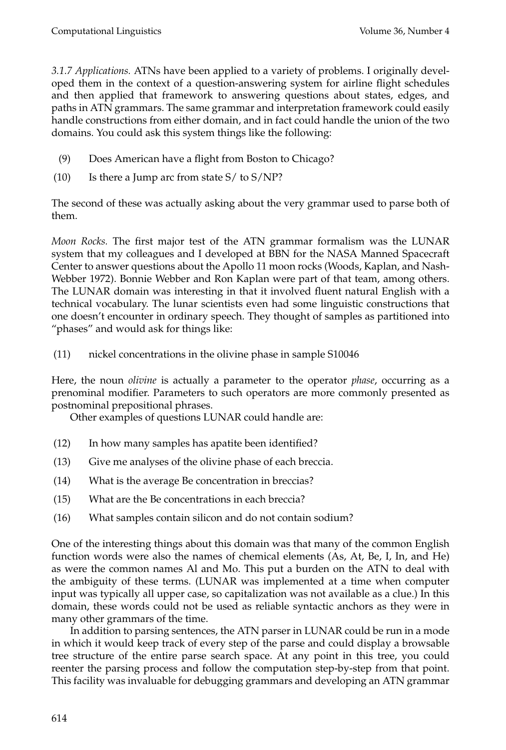*3.1.7 Applications.* ATNs have been applied to a variety of problems. I originally developed them in the context of a question-answering system for airline flight schedules and then applied that framework to answering questions about states, edges, and paths in ATN grammars. The same grammar and interpretation framework could easily handle constructions from either domain, and in fact could handle the union of the two domains. You could ask this system things like the following:

(9) Does American have a flight from Boston to Chicago?

(10) Is there a Jump arc from state S/ to S/NP?

The second of these was actually asking about the very grammar used to parse both of them.

*Moon Rocks.* The first major test of the ATN grammar formalism was the LUNAR system that my colleagues and I developed at BBN for the NASA Manned Spacecraft Center to answer questions about the Apollo 11 moon rocks (Woods, Kaplan, and Nash-Webber 1972). Bonnie Webber and Ron Kaplan were part of that team, among others. The LUNAR domain was interesting in that it involved fluent natural English with a technical vocabulary. The lunar scientists even had some linguistic constructions that one doesn't encounter in ordinary speech. They thought of samples as partitioned into "phases" and would ask for things like:

(11) nickel concentrations in the olivine phase in sample S10046

Here, the noun *olivine* is actually a parameter to the operator *phase*, occurring as a prenominal modifier. Parameters to such operators are more commonly presented as postnominal prepositional phrases.

Other examples of questions LUNAR could handle are:

(12) In how many samples has apatite been identified?

(13) Give me analyses of the olivine phase of each breccia.

(14) What is the average Be concentration in breccias?

(15) What are the Be concentrations in each breccia?

(16) What samples contain silicon and do not contain sodium?

One of the interesting things about this domain was that many of the common English function words were also the names of chemical elements (As, At, Be, I, In, and He) as were the common names Al and Mo. This put a burden on the ATN to deal with the ambiguity of these terms. (LUNAR was implemented at a time when computer input was typically all upper case, so capitalization was not available as a clue.) In this domain, these words could not be used as reliable syntactic anchors as they were in many other grammars of the time.

In addition to parsing sentences, the ATN parser in LUNAR could be run in a mode in which it would keep track of every step of the parse and could display a browsable tree structure of the entire parse search space. At any point in this tree, you could reenter the parsing process and follow the computation step-by-step from that point. This facility was invaluable for debugging grammars and developing an ATN grammar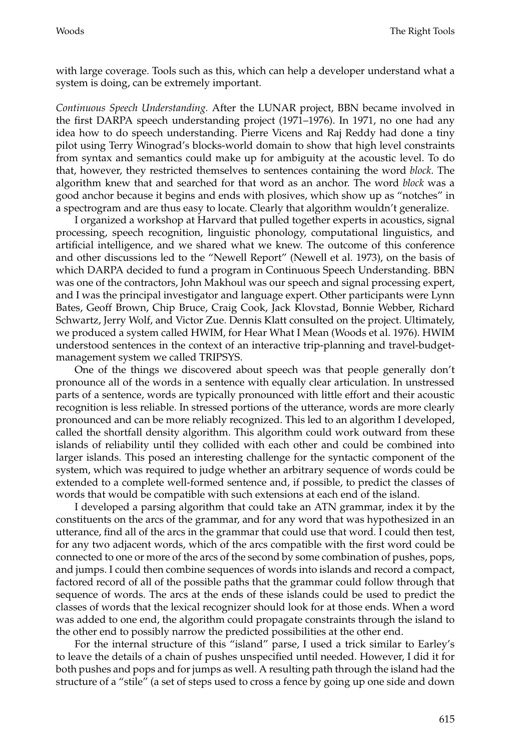with large coverage. Tools such as this, which can help a developer understand what a system is doing, can be extremely important.

*Continuous Speech Understanding.* After the LUNAR project, BBN became involved in the first DARPA speech understanding project (1971–1976). In 1971, no one had any idea how to do speech understanding. Pierre Vicens and Raj Reddy had done a tiny pilot using Terry Winograd's blocks-world domain to show that high level constraints from syntax and semantics could make up for ambiguity at the acoustic level. To do that, however, they restricted themselves to sentences containing the word *block*. The algorithm knew that and searched for that word as an anchor. The word *block* was a good anchor because it begins and ends with plosives, which show up as "notches" in a spectrogram and are thus easy to locate. Clearly that algorithm wouldn't generalize.

I organized a workshop at Harvard that pulled together experts in acoustics, signal processing, speech recognition, linguistic phonology, computational linguistics, and artificial intelligence, and we shared what we knew. The outcome of this conference and other discussions led to the "Newell Report" (Newell et al. 1973), on the basis of which DARPA decided to fund a program in Continuous Speech Understanding. BBN was one of the contractors, John Makhoul was our speech and signal processing expert, and I was the principal investigator and language expert. Other participants were Lynn Bates, Geoff Brown, Chip Bruce, Craig Cook, Jack Klovstad, Bonnie Webber, Richard Schwartz, Jerry Wolf, and Victor Zue. Dennis Klatt consulted on the project. Ultimately, we produced a system called HWIM, for Hear What I Mean (Woods et al. 1976). HWIM understood sentences in the context of an interactive trip-planning and travel-budget-management system we called TRIPSYS.

One of the things we discovered about speech was that people generally don't pronounce all of the words in a sentence with equally clear articulation. In unstressed parts of a sentence, words are typically pronounced with little effort and their acoustic recognition is less reliable. In stressed portions of the utterance, words are more clearly pronounced and can be more reliably recognized. This led to an algorithm I developed, called the shortfall density algorithm. This algorithm could work outward from these islands of reliability until they collided with each other and could be combined into larger islands. This posed an interesting challenge for the syntactic component of the system, which was required to judge whether an arbitrary sequence of words could be extended to a complete well-formed sentence and, if possible, to predict the classes of words that would be compatible with such extensions at each end of the island.

I developed a parsing algorithm that could take an ATN grammar, index it by the constituents on the arcs of the grammar, and for any word that was hypothesized in an utterance, find all of the arcs in the grammar that could use that word. I could then test, for any two adjacent words, which of the arcs compatible with the first word could be connected to one or more of the arcs of the second by some combination of pushes, pops, and jumps. I could then combine sequences of words into islands and record a compact, factored record of all of the possible paths that the grammar could follow through that sequence of words. The arcs at the ends of these islands could be used to predict the classes of words that the lexical recognizer should look for at those ends. When a word was added to one end, the algorithm could propagate constraints through the island to the other end to possibly narrow the predicted possibilities at the other end.

For the internal structure of this "island" parse, I used a trick similar to Earley's to leave the details of a chain of pushes unspecified until needed. However, I did it for both pushes and pops and for jumps as well. A resulting path through the island had the structure of a "stile" (a set of steps used to cross a fence by going up one side and down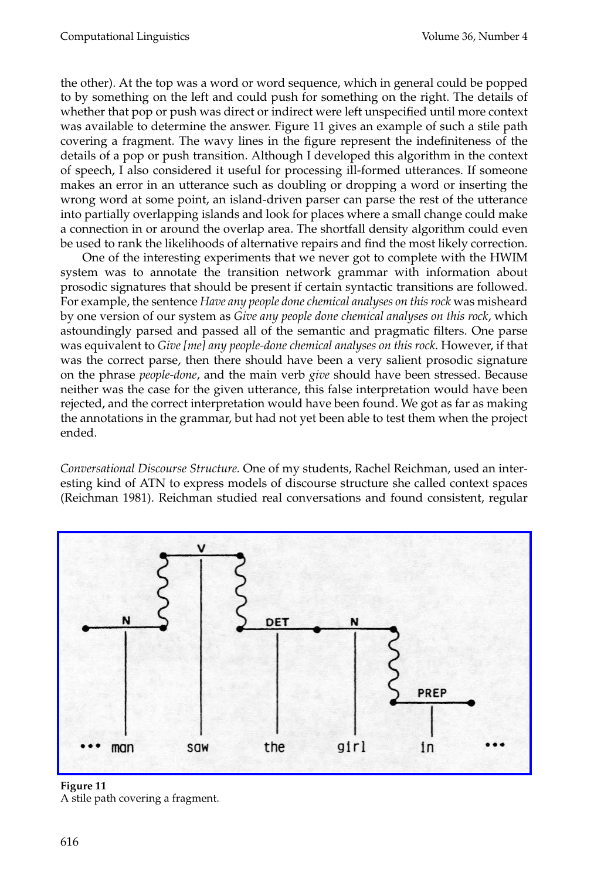the other). At the top was a word or word sequence, which in general could be popped to by something on the left and could push for something on the right. The details of whether that pop or push was direct or indirect were left unspecified until more context was available to determine the answer. Figure 11 gives an example of such a stile path covering a fragment. The wavy lines in the figure represent the indefiniteness of the details of a pop or push transition. Although I developed this algorithm in the context of speech, I also considered it useful for processing ill-formed utterances. If someone makes an error in an utterance such as doubling or dropping a word or inserting the wrong word at some point, an island-driven parser can parse the rest of the utterance into partially overlapping islands and look for places where a small change could make a connection in or around the overlap area. The shortfall density algorithm could even be used to rank the likelihoods of alternative repairs and find the most likely correction.

One of the interesting experiments that we never got to complete with the HWIM system was to annotate the transition network grammar with information about prosodic signatures that should be present if certain syntactic transitions are followed. For example, the sentence *Have any people done chemical analyses on this rock* was misheard by one version of our system as *Give any people done chemical analyses on this rock*, which astoundingly parsed and passed all of the semantic and pragmatic filters. One parse was equivalent to *Give [me] any people-done chemical analyses on this rock*. However, if that was the correct parse, then there should have been a very salient prosodic signature on the phrase *people-done*, and the main verb *give* should have been stressed. Because neither was the case for the given utterance, this false interpretation would have been rejected, and the correct interpretation would have been found. We got as far as making the annotations in the grammar, but had not yet been able to test them when the project ended.

*Conversational Discourse Structure.* One of my students, Rachel Reichman, used an interesting kind of ATN to express models of discourse structure she called context spaces (Reichman 1981). Reichman studied real conversations and found consistent, regular

**Figure 11**
A stile path covering a fragment.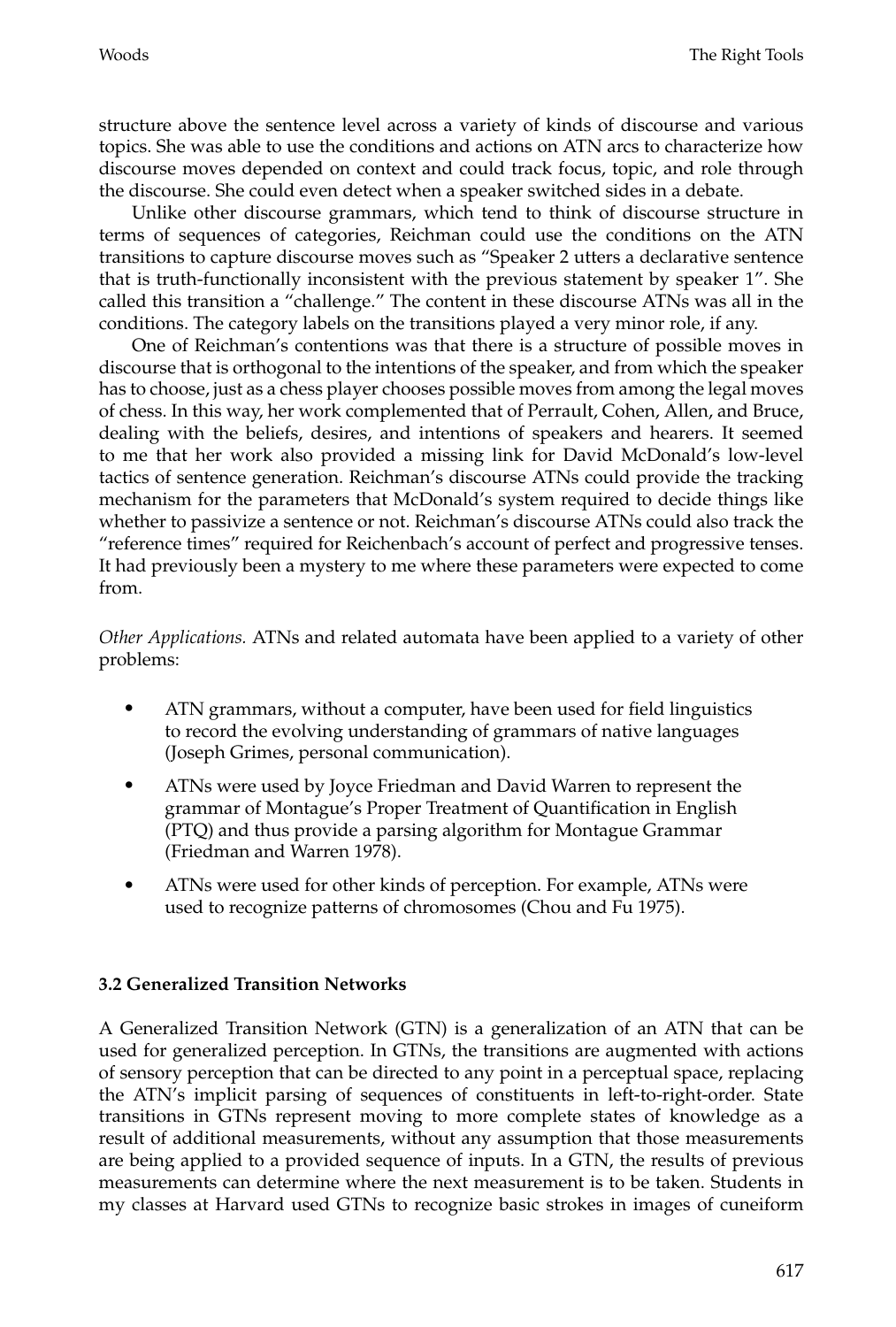structure above the sentence level across a variety of kinds of discourse and various topics. She was able to use the conditions and actions on ATN arcs to characterize how discourse moves depended on context and could track focus, topic, and role through the discourse. She could even detect when a speaker switched sides in a debate.

Unlike other discourse grammars, which tend to think of discourse structure in terms of sequences of categories, Reichman could use the conditions on the ATN transitions to capture discourse moves such as "Speaker 2 utters a declarative sentence that is truth-functionally inconsistent with the previous statement by speaker 1". She called this transition a "challenge." The content in these discourse ATNs was all in the conditions. The category labels on the transitions played a very minor role, if any.

One of Reichman's contentions was that there is a structure of possible moves in discourse that is orthogonal to the intentions of the speaker, and from which the speaker has to choose, just as a chess player chooses possible moves from among the legal moves of chess. In this way, her work complemented that of Perrault, Cohen, Allen, and Bruce, dealing with the beliefs, desires, and intentions of speakers and hearers. It seemed to me that her work also provided a missing link for David McDonald's low-level tactics of sentence generation. Reichman's discourse ATNs could provide the tracking mechanism for the parameters that McDonald's system required to decide things like whether to passivize a sentence or not. Reichman's discourse ATNs could also track the "reference times" required for Reichenbach's account of perfect and progressive tenses. It had previously been a mystery to me where these parameters were expected to come from.

*Other Applications.* ATNs and related automata have been applied to a variety of other problems:

- ATN grammars, without a computer, have been used for field linguistics to record the evolving understanding of grammars of native languages (Joseph Grimes, personal communication).
- ATNs were used by Joyce Friedman and David Warren to represent the grammar of Montague's Proper Treatment of Quantification in English (PTQ) and thus provide a parsing algorithm for Montague Grammar (Friedman and Warren 1978).
- ATNs were used for other kinds of perception. For example, ATNs were used to recognize patterns of chromosomes (Chou and Fu 1975).

### 3.2 Generalized Transition Networks

A Generalized Transition Network (GTN) is a generalization of an ATN that can be used for generalized perception. In GTNs, the transitions are augmented with actions of sensory perception that can be directed to any point in a perceptual space, replacing the ATN's implicit parsing of sequences of constituents in left-to-right-order. State transitions in GTNs represent moving to more complete states of knowledge as a result of additional measurements, without any assumption that those measurements are being applied to a provided sequence of inputs. In a GTN, the results of previous measurements can determine where the next measurement is to be taken. Students in my classes at Harvard used GTNs to recognize basic strokes in images of cuneiform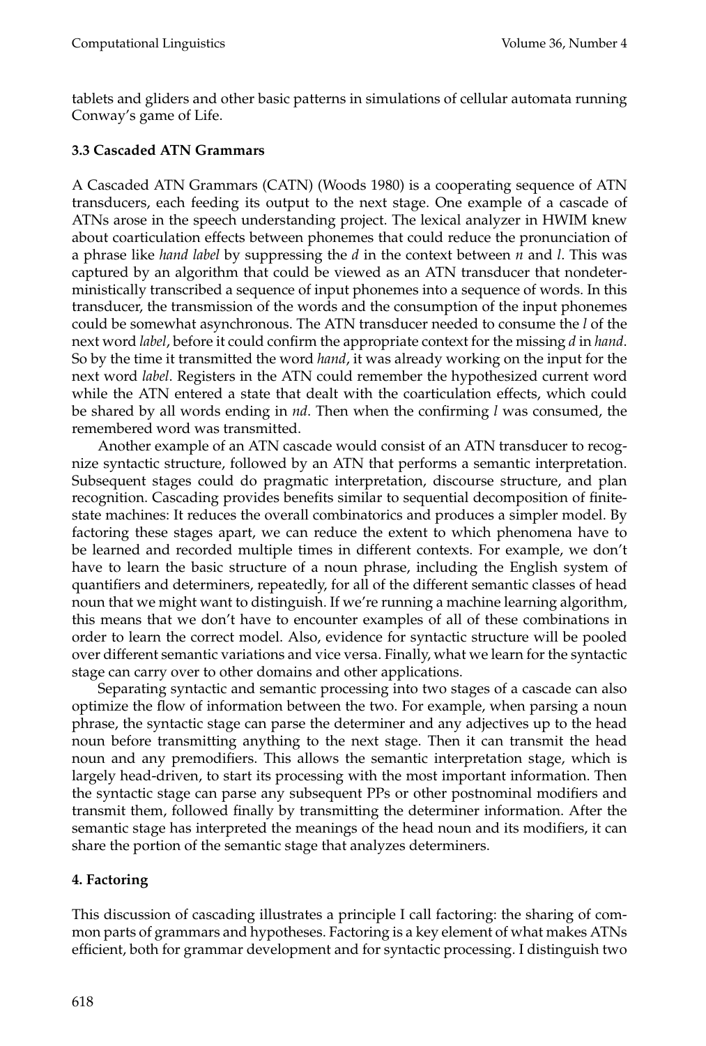tablets and gliders and other basic patterns in simulations of cellular automata running Conway's game of Life.

### 3.3 Cascaded ATN Grammars

A Cascaded ATN Grammars (CATN) (Woods 1980) is a cooperating sequence of ATN transducers, each feeding its output to the next stage. One example of a cascade of ATNs arose in the speech understanding project. The lexical analyzer in HWIM knew about coarticulation effects between phonemes that could reduce the pronunciation of a phrase like *hand label* by suppressing the *d* in the context between *n* and *l*. This was captured by an algorithm that could be viewed as an ATN transducer that nondeterministically transcribed a sequence of input phonemes into a sequence of words. In this transducer, the transmission of the words and the consumption of the input phonemes could be somewhat asynchronous. The ATN transducer needed to consume the *l* of the next word *label*, before it could confirm the appropriate context for the missing *d* in *hand*. So by the time it transmitted the word *hand*, it was already working on the input for the next word *label*. Registers in the ATN could remember the hypothesized current word while the ATN entered a state that dealt with the coarticulation effects, which could be shared by all words ending in *nd*. Then when the confirming *l* was consumed, the remembered word was transmitted.

Another example of an ATN cascade would consist of an ATN transducer to recognize syntactic structure, followed by an ATN that performs a semantic interpretation. Subsequent stages could do pragmatic interpretation, discourse structure, and plan recognition. Cascading provides benefits similar to sequential decomposition of finite-state machines: It reduces the overall combinatorics and produces a simpler model. By factoring these stages apart, we can reduce the extent to which phenomena have to be learned and recorded multiple times in different contexts. For example, we don't have to learn the basic structure of a noun phrase, including the English system of quantifiers and determiners, repeatedly, for all of the different semantic classes of head noun that we might want to distinguish. If we're running a machine learning algorithm, this means that we don't have to encounter examples of all of these combinations in order to learn the correct model. Also, evidence for syntactic structure will be pooled over different semantic variations and vice versa. Finally, what we learn for the syntactic stage can carry over to other domains and other applications.

Separating syntactic and semantic processing into two stages of a cascade can also optimize the flow of information between the two. For example, when parsing a noun phrase, the syntactic stage can parse the determiner and any adjectives up to the head noun before transmitting anything to the next stage. Then it can transmit the head noun and any premodifiers. This allows the semantic interpretation stage, which is largely head-driven, to start its processing with the most important information. Then the syntactic stage can parse any subsequent PPs or other postnominal modifiers and transmit them, followed finally by transmitting the determiner information. After the semantic stage has interpreted the meanings of the head noun and its modifiers, it can share the portion of the semantic stage that analyzes determiners.

## 4. Factoring

This discussion of cascading illustrates a principle I call factoring: the sharing of common parts of grammars and hypotheses. Factoring is a key element of what makes ATNs efficient, both for grammar development and for syntactic processing. I distinguish two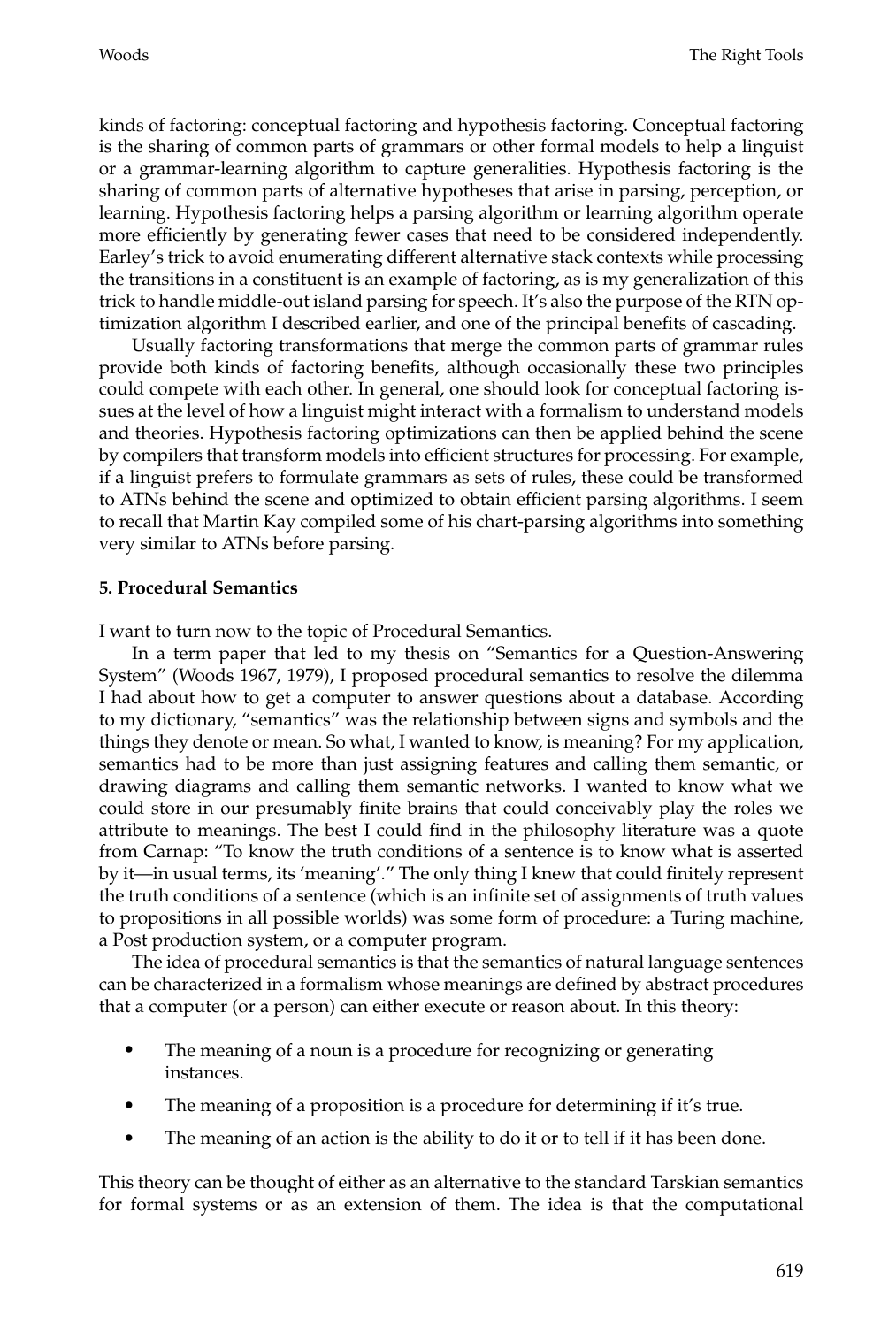kinds of factoring: conceptual factoring and hypothesis factoring. Conceptual factoring is the sharing of common parts of grammars or other formal models to help a linguist or a grammar-learning algorithm to capture generalities. Hypothesis factoring is the sharing of common parts of alternative hypotheses that arise in parsing, perception, or learning. Hypothesis factoring helps a parsing algorithm or learning algorithm operate more efficiently by generating fewer cases that need to be considered independently. Earley's trick to avoid enumerating different alternative stack contexts while processing the transitions in a constituent is an example of factoring, as is my generalization of this trick to handle middle-out island parsing for speech. It's also the purpose of the RTN optimization algorithm I described earlier, and one of the principal benefits of cascading.

Usually factoring transformations that merge the common parts of grammar rules provide both kinds of factoring benefits, although occasionally these two principles could compete with each other. In general, one should look for conceptual factoring issues at the level of how a linguist might interact with a formalism to understand models and theories. Hypothesis factoring optimizations can then be applied behind the scene by compilers that transform models into efficient structures for processing. For example, if a linguist prefers to formulate grammars as sets of rules, these could be transformed to ATNs behind the scene and optimized to obtain efficient parsing algorithms. I seem to recall that Martin Kay compiled some of his chart-parsing algorithms into something very similar to ATNs before parsing.

## 5. Procedural Semantics

I want to turn now to the topic of Procedural Semantics.

In a term paper that led to my thesis on "Semantics for a Question-Answering System" (Woods 1967, 1979), I proposed procedural semantics to resolve the dilemma I had about how to get a computer to answer questions about a database. According to my dictionary, "semantics" was the relationship between signs and symbols and the things they denote or mean. So what, I wanted to know, is meaning? For my application, semantics had to be more than just assigning features and calling them semantic, or drawing diagrams and calling them semantic networks. I wanted to know what we could store in our presumably finite brains that could conceivably play the roles we attribute to meanings. The best I could find in the philosophy literature was a quote from Carnap: "To know the truth conditions of a sentence is to know what is asserted by it—in usual terms, its 'meaning'." The only thing I knew that could finitely represent the truth conditions of a sentence (which is an infinite set of assignments of truth values to propositions in all possible worlds) was some form of procedure: a Turing machine, a Post production system, or a computer program.

The idea of procedural semantics is that the semantics of natural language sentences can be characterized in a formalism whose meanings are defined by abstract procedures that a computer (or a person) can either execute or reason about. In this theory:

- The meaning of a noun is a procedure for recognizing or generating instances.
- The meaning of a proposition is a procedure for determining if it's true.
- The meaning of an action is the ability to do it or to tell if it has been done.

This theory can be thought of either as an alternative to the standard Tarskian semantics for formal systems or as an extension of them. The idea is that the computational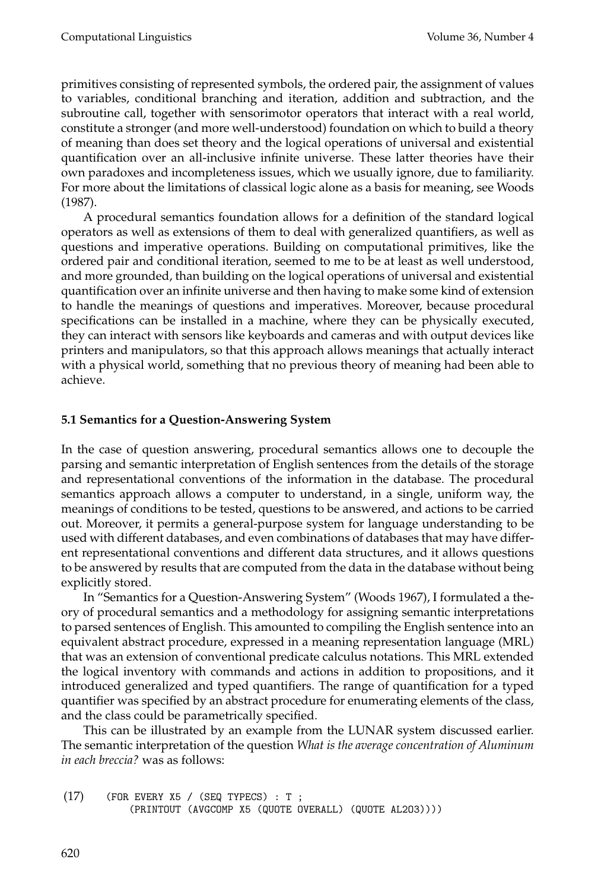primitives consisting of represented symbols, the ordered pair, the assignment of values to variables, conditional branching and iteration, addition and subtraction, and the subroutine call, together with sensorimotor operators that interact with a real world, constitute a stronger (and more well-understood) foundation on which to build a theory of meaning than does set theory and the logical operations of universal and existential quantification over an all-inclusive infinite universe. These latter theories have their own paradoxes and incompleteness issues, which we usually ignore, due to familiarity. For more about the limitations of classical logic alone as a basis for meaning, see Woods (1987).

A procedural semantics foundation allows for a definition of the standard logical operators as well as extensions of them to deal with generalized quantifiers, as well as questions and imperative operations. Building on computational primitives, like the ordered pair and conditional iteration, seemed to me to be at least as well understood, and more grounded, than building on the logical operations of universal and existential quantification over an infinite universe and then having to make some kind of extension to handle the meanings of questions and imperatives. Moreover, because procedural specifications can be installed in a machine, where they can be physically executed, they can interact with sensors like keyboards and cameras and with output devices like printers and manipulators, so that this approach allows meanings that actually interact with a physical world, something that no previous theory of meaning had been able to achieve.

### 5.1 Semantics for a Question-Answering System

In the case of question answering, procedural semantics allows one to decouple the parsing and semantic interpretation of English sentences from the details of the storage and representational conventions of the information in the database. The procedural semantics approach allows a computer to understand, in a single, uniform way, the meanings of conditions to be tested, questions to be answered, and actions to be carried out. Moreover, it permits a general-purpose system for language understanding to be used with different databases, and even combinations of databases that may have different representational conventions and different data structures, and it allows questions to be answered by results that are computed from the data in the database without being explicitly stored.

In "Semantics for a Question-Answering System" (Woods 1967), I formulated a theory of procedural semantics and a methodology for assigning semantic interpretations to parsed sentences of English. This amounted to compiling the English sentence into an equivalent abstract procedure, expressed in a meaning representation language (MRL) that was an extension of conventional predicate calculus notations. This MRL extended the logical inventory with commands and actions in addition to propositions, and it introduced generalized and typed quantifiers. The range of quantification for a typed quantifier was specified by an abstract procedure for enumerating elements of the class, and the class could be parametrically specified.

This can be illustrated by an example from the LUNAR system discussed earlier. The semantic interpretation of the question *What is the average concentration of Aluminum in each breccia?* was as follows:

```
(17)    (FOR EVERY X5 / (SEQ TYPECS) : T ;
            (PRINTOUT (AVGCOMP X5 (QUOTE OVERALL) (QUOTE AL2O3))))
```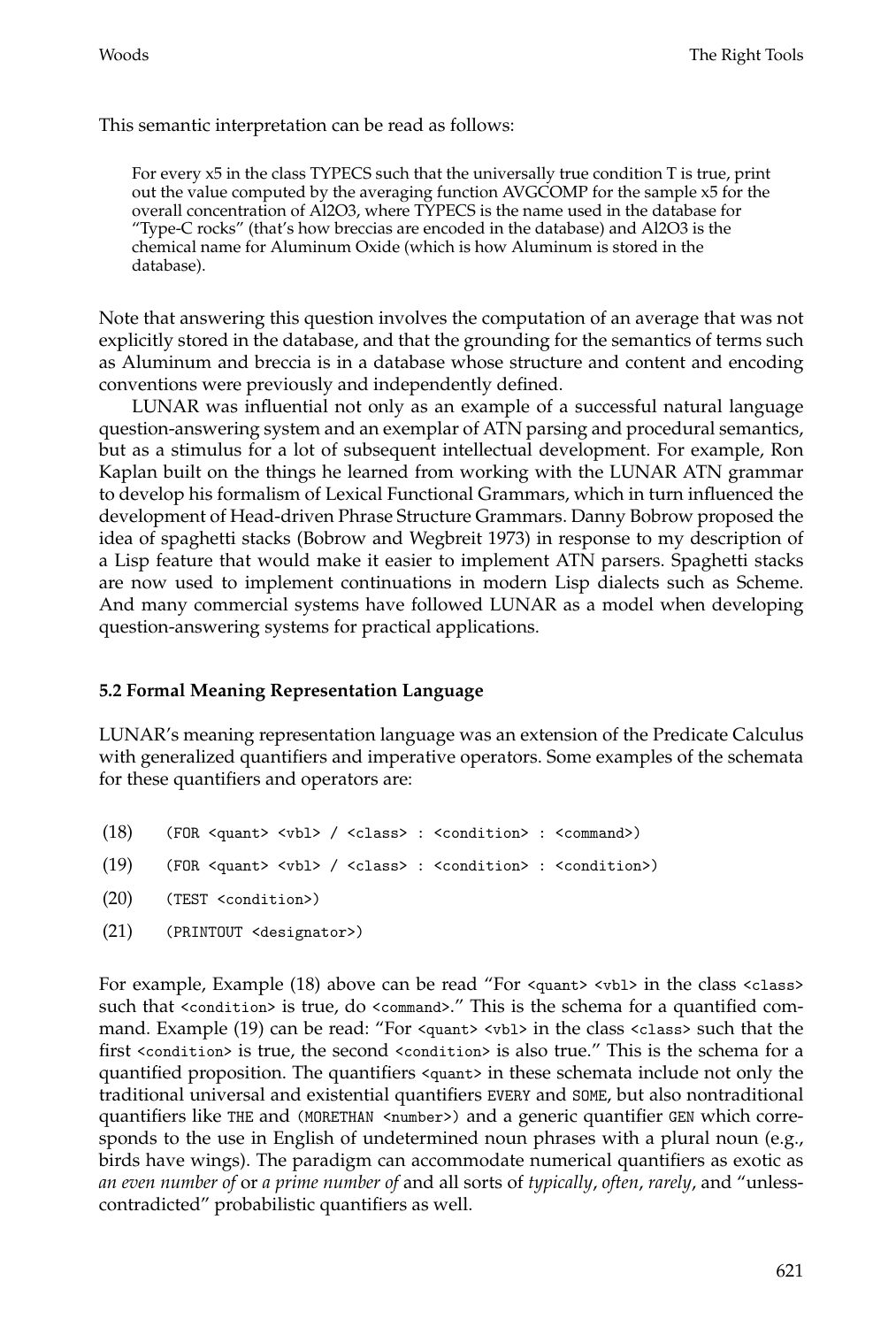This semantic interpretation can be read as follows:

> For every x5 in the class TYPECS such that the universally true condition T is true, print out the value computed by the averaging function AVGCOMP for the sample x5 for the overall concentration of Al2O3, where TYPECS is the name used in the database for "Type-C rocks" (that's how breccias are encoded in the database) and Al2O3 is the chemical name for Aluminum Oxide (which is how Aluminum is stored in the database).

Note that answering this question involves the computation of an average that was not explicitly stored in the database, and that the grounding for the semantics of terms such as Aluminum and breccia is in a database whose structure and content and encoding conventions were previously and independently defined.

LUNAR was influential not only as an example of a successful natural language question-answering system and an exemplar of ATN parsing and procedural semantics, but as a stimulus for a lot of subsequent intellectual development. For example, Ron Kaplan built on the things he learned from working with the LUNAR ATN grammar to develop his formalism of Lexical Functional Grammars, which in turn influenced the development of Head-driven Phrase Structure Grammars. Danny Bobrow proposed the idea of spaghetti stacks (Bobrow and Wegbreit 1973) in response to my description of a Lisp feature that would make it easier to implement ATN parsers. Spaghetti stacks are now used to implement continuations in modern Lisp dialects such as Scheme. And many commercial systems have followed LUNAR as a model when developing question-answering systems for practical applications.

### 5.2 Formal Meaning Representation Language

LUNAR's meaning representation language was an extension of the Predicate Calculus with generalized quantifiers and imperative operators. Some examples of the schemata for these quantifiers and operators are:

(18) `(FOR <quant> <vbl> / <class> : <condition> : <command>)`

(19) `(FOR <quant> <vbl> / <class> : <condition> : <condition>)`

(20) `(TEST <condition>)`

(21) `(PRINTOUT <designator>)`

For example, Example (18) above can be read "For `<quant>` `<vbl>` in the class `<class>` such that `<condition>` is true, do `<command>`." This is the schema for a quantified command. Example (19) can be read: "For `<quant>` `<vbl>` in the class `<class>` such that the first `<condition>` is true, the second `<condition>` is also true." This is the schema for a quantified proposition. The quantifiers `<quant>` in these schemata include not only the traditional universal and existential quantifiers `EVERY` and `SOME`, but also nontraditional quantifiers like `THE` and `(MORETHAN <number>)` and a generic quantifier `GEN` which corresponds to the use in English of undetermined noun phrases with a plural noun (e.g., birds have wings). The paradigm can accommodate numerical quantifiers as exotic as *an even number of* or *a prime number of* and all sorts of *typically*, *often*, *rarely*, and "unless-contradicted" probabilistic quantifiers as well.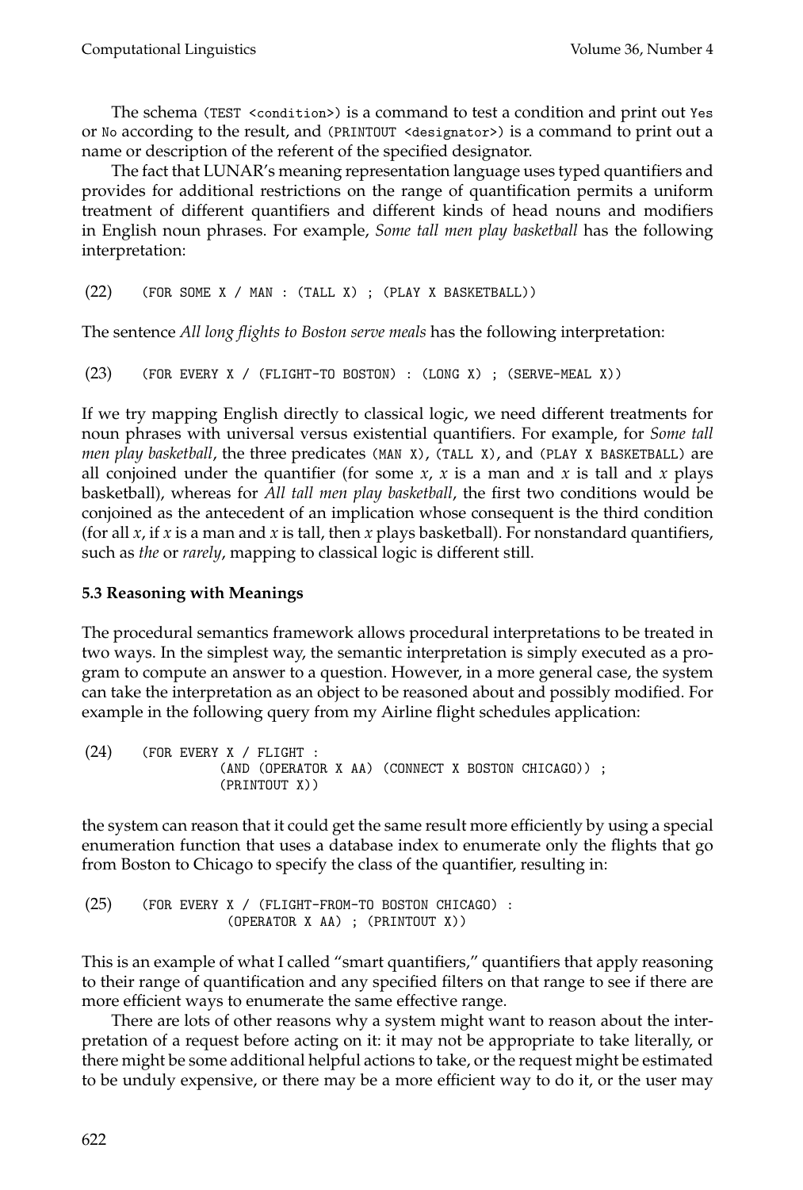The schema `(TEST <condition>)` is a command to test a condition and print out `Yes` or `No` according to the result, and `(PRINTOUT <designator>)` is a command to print out a name or description of the referent of the specified designator.

The fact that LUNAR's meaning representation language uses typed quantifiers and provides for additional restrictions on the range of quantification permits a uniform treatment of different quantifiers and different kinds of head nouns and modifiers in English noun phrases. For example, *Some tall men play basketball* has the following interpretation:

(22)
```
(FOR SOME X / MAN : (TALL X) ; (PLAY X BASKETBALL))
```

The sentence *All long flights to Boston serve meals* has the following interpretation:

(23)
```
(FOR EVERY X / (FLIGHT-TO BOSTON) : (LONG X) ; (SERVE-MEAL X))
```

If we try mapping English directly to classical logic, we need different treatments for noun phrases with universal versus existential quantifiers. For example, for *Some tall men play basketball*, the three predicates `(MAN X)`, `(TALL X)`, and `(PLAY X BASKETBALL)` are all conjoined under the quantifier (for some $x$, $x$ is a man and $x$ is tall and $x$ plays basketball), whereas for *All tall men play basketball*, the first two conditions would be conjoined as the antecedent of an implication whose consequent is the third condition (for all $x$, if $x$ is a man and $x$ is tall, then $x$ plays basketball). For nonstandard quantifiers, such as *the* or *rarely*, mapping to classical logic is different still.

### 5.3 Reasoning with Meanings

The procedural semantics framework allows procedural interpretations to be treated in two ways. In the simplest way, the semantic interpretation is simply executed as a program to compute an answer to a question. However, in a more general case, the system can take the interpretation as an object to be reasoned about and possibly modified. For example in the following query from my Airline flight schedules application:

(24)
```
(FOR EVERY X / FLIGHT :
            (AND (OPERATOR X AA) (CONNECT X BOSTON CHICAGO)) ;
            (PRINTOUT X))
```

the system can reason that it could get the same result more efficiently by using a special enumeration function that uses a database index to enumerate only the flights that go from Boston to Chicago to specify the class of the quantifier, resulting in:

(25)
```
(FOR EVERY X / (FLIGHT-FROM-TO BOSTON CHICAGO) :
             (OPERATOR X AA) ; (PRINTOUT X))
```

This is an example of what I called "smart quantifiers," quantifiers that apply reasoning to their range of quantification and any specified filters on that range to see if there are more efficient ways to enumerate the same effective range.

There are lots of other reasons why a system might want to reason about the interpretation of a request before acting on it: it may not be appropriate to take literally, or there might be some additional helpful actions to take, or the request might be estimated to be unduly expensive, or there may be a more efficient way to do it, or the user may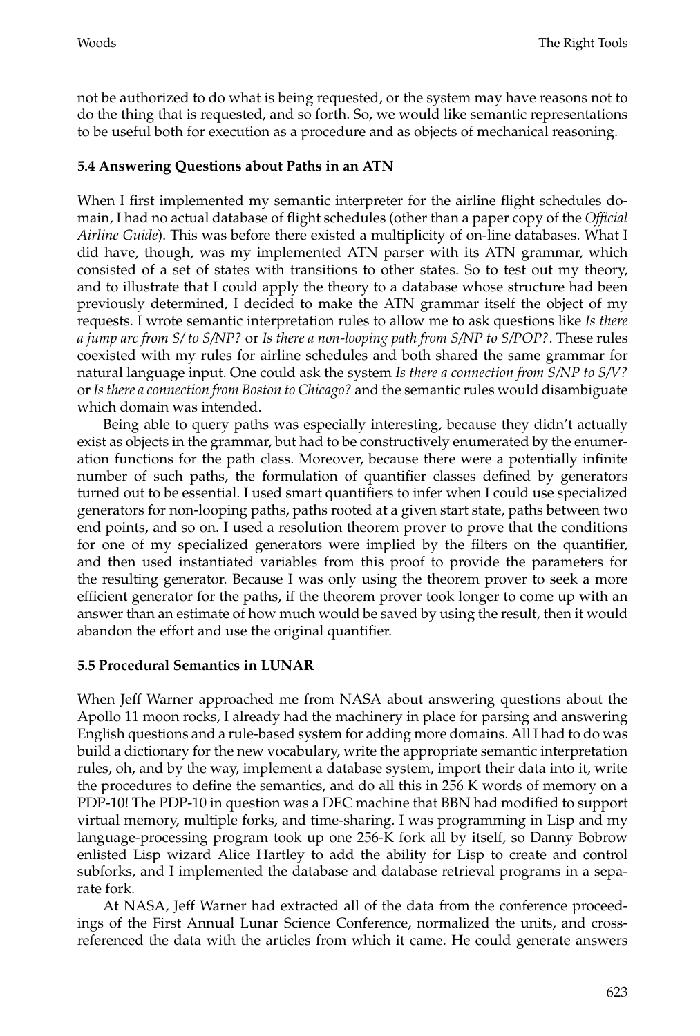not be authorized to do what is being requested, or the system may have reasons not to do the thing that is requested, and so forth. So, we would like semantic representations to be useful both for execution as a procedure and as objects of mechanical reasoning.

### 5.4 Answering Questions about Paths in an ATN

When I first implemented my semantic interpreter for the airline flight schedules domain, I had no actual database of flight schedules (other than a paper copy of the *Official Airline Guide*). This was before there existed a multiplicity of on-line databases. What I did have, though, was my implemented ATN parser with its ATN grammar, which consisted of a set of states with transitions to other states. So to test out my theory, and to illustrate that I could apply the theory to a database whose structure had been previously determined, I decided to make the ATN grammar itself the object of my requests. I wrote semantic interpretation rules to allow me to ask questions like *Is there a jump arc from S/ to S/NP?* or *Is there a non-looping path from S/NP to S/POP?*. These rules coexisted with my rules for airline schedules and both shared the same grammar for natural language input. One could ask the system *Is there a connection from S/NP to S/V?* or *Is there a connection from Boston to Chicago?* and the semantic rules would disambiguate which domain was intended.

Being able to query paths was especially interesting, because they didn't actually exist as objects in the grammar, but had to be constructively enumerated by the enumeration functions for the path class. Moreover, because there were a potentially infinite number of such paths, the formulation of quantifier classes defined by generators turned out to be essential. I used smart quantifiers to infer when I could use specialized generators for non-looping paths, paths rooted at a given start state, paths between two end points, and so on. I used a resolution theorem prover to prove that the conditions for one of my specialized generators were implied by the filters on the quantifier, and then used instantiated variables from this proof to provide the parameters for the resulting generator. Because I was only using the theorem prover to seek a more efficient generator for the paths, if the theorem prover took longer to come up with an answer than an estimate of how much would be saved by using the result, then it would abandon the effort and use the original quantifier.

### 5.5 Procedural Semantics in LUNAR

When Jeff Warner approached me from NASA about answering questions about the Apollo 11 moon rocks, I already had the machinery in place for parsing and answering English questions and a rule-based system for adding more domains. All I had to do was build a dictionary for the new vocabulary, write the appropriate semantic interpretation rules, oh, and by the way, implement a database system, import their data into it, write the procedures to define the semantics, and do all this in 256 K words of memory on a PDP-10! The PDP-10 in question was a DEC machine that BBN had modified to support virtual memory, multiple forks, and time-sharing. I was programming in Lisp and my language-processing program took up one 256-K fork all by itself, so Danny Bobrow enlisted Lisp wizard Alice Hartley to add the ability for Lisp to create and control subforks, and I implemented the database and database retrieval programs in a separate fork.

At NASA, Jeff Warner had extracted all of the data from the conference proceedings of the First Annual Lunar Science Conference, normalized the units, and cross-referenced the data with the articles from which it came. He could generate answers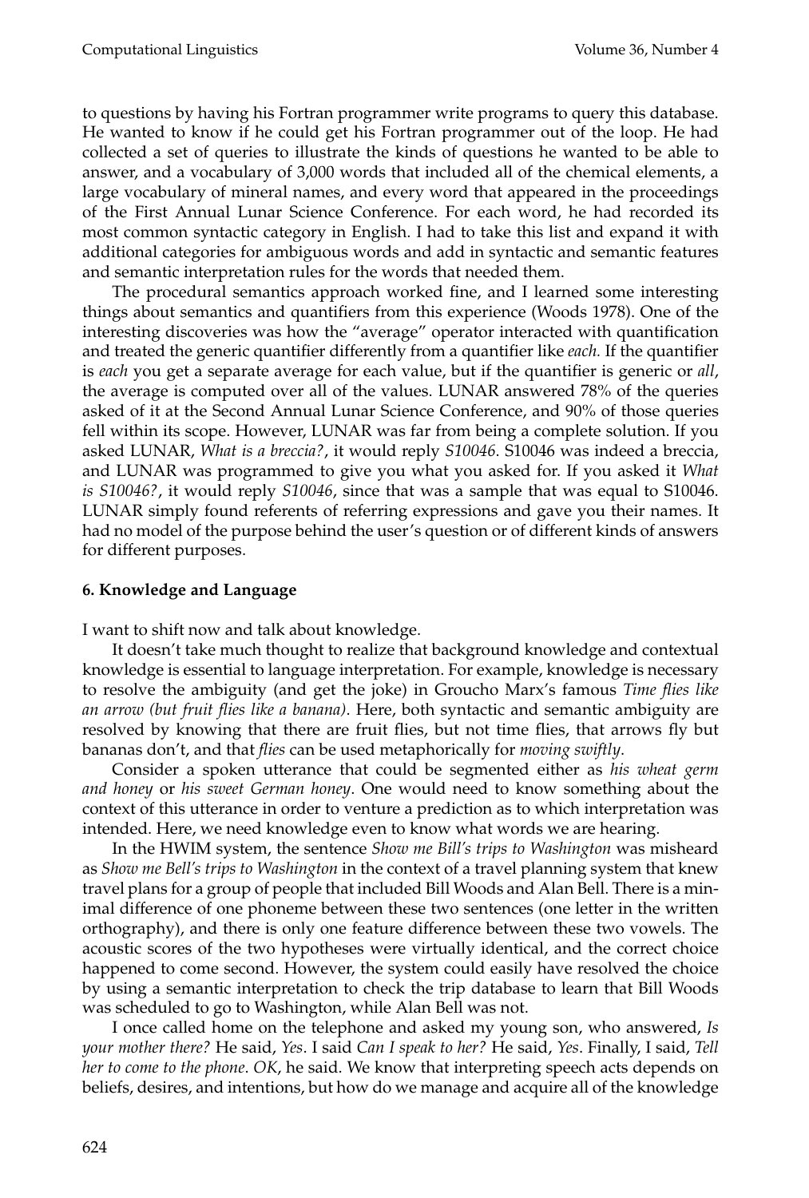to questions by having his Fortran programmer write programs to query this database. He wanted to know if he could get his Fortran programmer out of the loop. He had collected a set of queries to illustrate the kinds of questions he wanted to be able to answer, and a vocabulary of 3,000 words that included all of the chemical elements, a large vocabulary of mineral names, and every word that appeared in the proceedings of the First Annual Lunar Science Conference. For each word, he had recorded its most common syntactic category in English. I had to take this list and expand it with additional categories for ambiguous words and add in syntactic and semantic features and semantic interpretation rules for the words that needed them.

The procedural semantics approach worked fine, and I learned some interesting things about semantics and quantifiers from this experience (Woods 1978). One of the interesting discoveries was how the "average" operator interacted with quantification and treated the generic quantifier differently from a quantifier like *each.* If the quantifier is *each* you get a separate average for each value, but if the quantifier is generic or *all*, the average is computed over all of the values. LUNAR answered 78% of the queries asked of it at the Second Annual Lunar Science Conference, and 90% of those queries fell within its scope. However, LUNAR was far from being a complete solution. If you asked LUNAR, *What is a breccia?*, it would reply *S10046*. S10046 was indeed a breccia, and LUNAR was programmed to give you what you asked for. If you asked it *What is S10046?*, it would reply *S10046*, since that was a sample that was equal to S10046. LUNAR simply found referents of referring expressions and gave you their names. It had no model of the purpose behind the user's question or of different kinds of answers for different purposes.

## 6. Knowledge and Language

I want to shift now and talk about knowledge.

It doesn't take much thought to realize that background knowledge and contextual knowledge is essential to language interpretation. For example, knowledge is necessary to resolve the ambiguity (and get the joke) in Groucho Marx's famous *Time flies like an arrow (but fruit flies like a banana).* Here, both syntactic and semantic ambiguity are resolved by knowing that there are fruit flies, but not time flies, that arrows fly but bananas don't, and that *flies* can be used metaphorically for *moving swiftly*.

Consider a spoken utterance that could be segmented either as *his wheat germ and honey* or *his sweet German honey*. One would need to know something about the context of this utterance in order to venture a prediction as to which interpretation was intended. Here, we need knowledge even to know what words we are hearing.

In the HWIM system, the sentence *Show me Bill's trips to Washington* was misheard as *Show me Bell's trips to Washington* in the context of a travel planning system that knew travel plans for a group of people that included Bill Woods and Alan Bell. There is a minimal difference of one phoneme between these two sentences (one letter in the written orthography), and there is only one feature difference between these two vowels. The acoustic scores of the two hypotheses were virtually identical, and the correct choice happened to come second. However, the system could easily have resolved the choice by using a semantic interpretation to check the trip database to learn that Bill Woods was scheduled to go to Washington, while Alan Bell was not.

I once called home on the telephone and asked my young son, who answered, *Is your mother there?* He said, *Yes*. I said *Can I speak to her?* He said, *Yes*. Finally, I said, *Tell her to come to the phone*. *OK*, he said. We know that interpreting speech acts depends on beliefs, desires, and intentions, but how do we manage and acquire all of the knowledge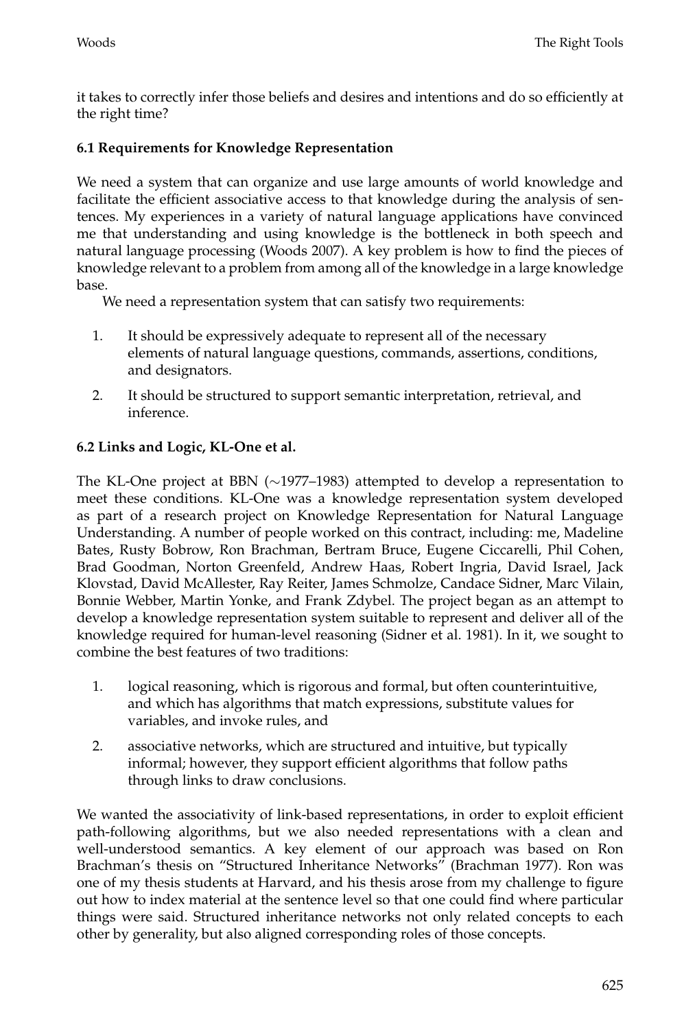it takes to correctly infer those beliefs and desires and intentions and do so efficiently at the right time?

### 6.1 Requirements for Knowledge Representation

We need a system that can organize and use large amounts of world knowledge and facilitate the efficient associative access to that knowledge during the analysis of sentences. My experiences in a variety of natural language applications have convinced me that understanding and using knowledge is the bottleneck in both speech and natural language processing (Woods 2007). A key problem is how to find the pieces of knowledge relevant to a problem from among all of the knowledge in a large knowledge base.

We need a representation system that can satisfy two requirements:

1. It should be expressively adequate to represent all of the necessary elements of natural language questions, commands, assertions, conditions, and designators.
2. It should be structured to support semantic interpretation, retrieval, and inference.

### 6.2 Links and Logic, KL-One et al.

The KL-One project at BBN (∼1977–1983) attempted to develop a representation to meet these conditions. KL-One was a knowledge representation system developed as part of a research project on Knowledge Representation for Natural Language Understanding. A number of people worked on this contract, including: me, Madeline Bates, Rusty Bobrow, Ron Brachman, Bertram Bruce, Eugene Ciccarelli, Phil Cohen, Brad Goodman, Norton Greenfeld, Andrew Haas, Robert Ingria, David Israel, Jack Klovstad, David McAllester, Ray Reiter, James Schmolze, Candace Sidner, Marc Vilain, Bonnie Webber, Martin Yonke, and Frank Zdybel. The project began as an attempt to develop a knowledge representation system suitable to represent and deliver all of the knowledge required for human-level reasoning (Sidner et al. 1981). In it, we sought to combine the best features of two traditions:

1. logical reasoning, which is rigorous and formal, but often counterintuitive, and which has algorithms that match expressions, substitute values for variables, and invoke rules, and
2. associative networks, which are structured and intuitive, but typically informal; however, they support efficient algorithms that follow paths through links to draw conclusions.

We wanted the associativity of link-based representations, in order to exploit efficient path-following algorithms, but we also needed representations with a clean and well-understood semantics. A key element of our approach was based on Ron Brachman's thesis on "Structured Inheritance Networks" (Brachman 1977). Ron was one of my thesis students at Harvard, and his thesis arose from my challenge to figure out how to index material at the sentence level so that one could find where particular things were said. Structured inheritance networks not only related concepts to each other by generality, but also aligned corresponding roles of those concepts.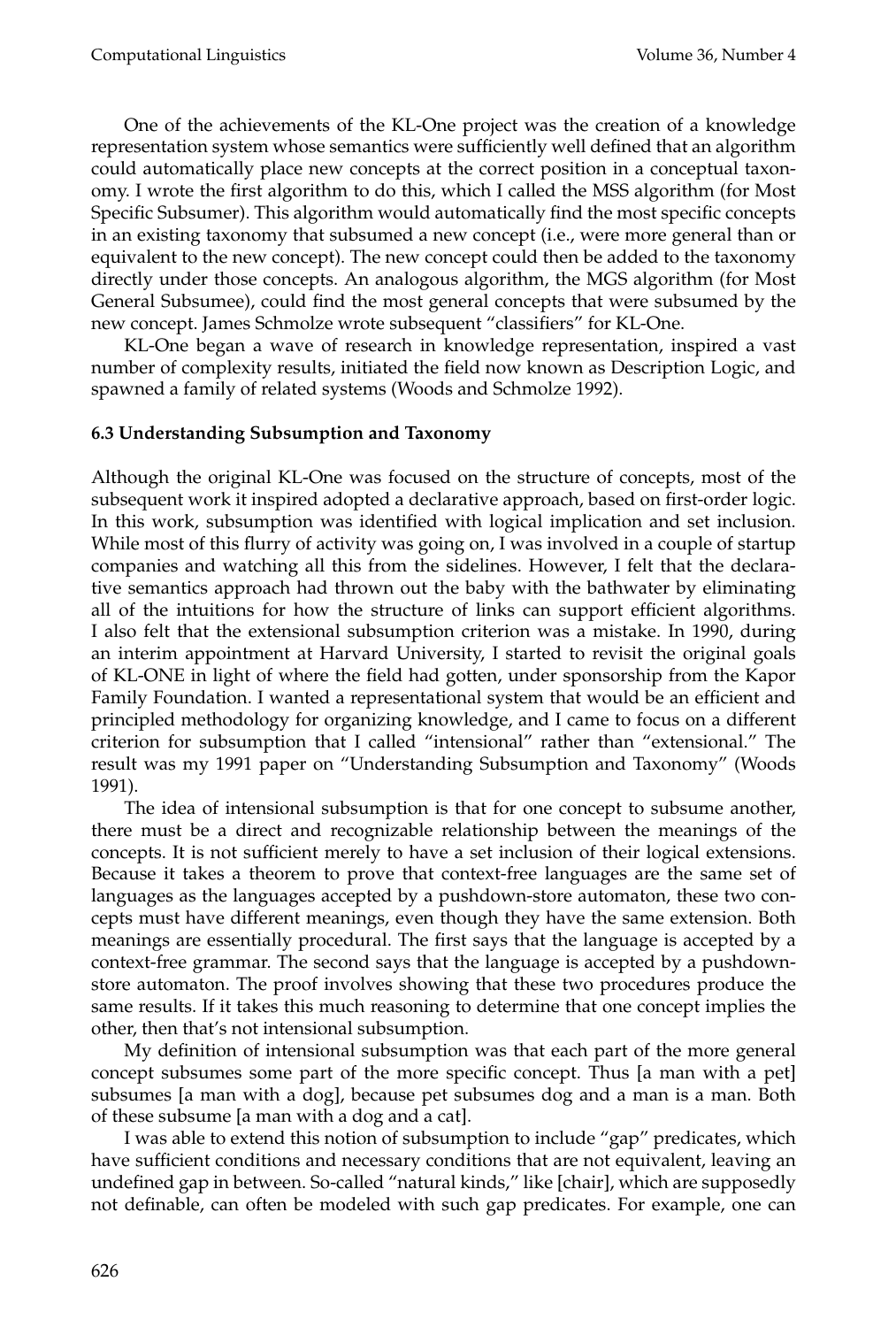One of the achievements of the KL-One project was the creation of a knowledge representation system whose semantics were sufficiently well defined that an algorithm could automatically place new concepts at the correct position in a conceptual taxonomy. I wrote the first algorithm to do this, which I called the MSS algorithm (for Most Specific Subsumer). This algorithm would automatically find the most specific concepts in an existing taxonomy that subsumed a new concept (i.e., were more general than or equivalent to the new concept). The new concept could then be added to the taxonomy directly under those concepts. An analogous algorithm, the MGS algorithm (for Most General Subsumee), could find the most general concepts that were subsumed by the new concept. James Schmolze wrote subsequent "classifiers" for KL-One.

KL-One began a wave of research in knowledge representation, inspired a vast number of complexity results, initiated the field now known as Description Logic, and spawned a family of related systems (Woods and Schmolze 1992).

### 6.3 Understanding Subsumption and Taxonomy

Although the original KL-One was focused on the structure of concepts, most of the subsequent work it inspired adopted a declarative approach, based on first-order logic. In this work, subsumption was identified with logical implication and set inclusion. While most of this flurry of activity was going on, I was involved in a couple of startup companies and watching all this from the sidelines. However, I felt that the declarative semantics approach had thrown out the baby with the bathwater by eliminating all of the intuitions for how the structure of links can support efficient algorithms. I also felt that the extensional subsumption criterion was a mistake. In 1990, during an interim appointment at Harvard University, I started to revisit the original goals of KL-ONE in light of where the field had gotten, under sponsorship from the Kapor Family Foundation. I wanted a representational system that would be an efficient and principled methodology for organizing knowledge, and I came to focus on a different criterion for subsumption that I called "intensional" rather than "extensional." The result was my 1991 paper on "Understanding Subsumption and Taxonomy" (Woods 1991).

The idea of intensional subsumption is that for one concept to subsume another, there must be a direct and recognizable relationship between the meanings of the concepts. It is not sufficient merely to have a set inclusion of their logical extensions. Because it takes a theorem to prove that context-free languages are the same set of languages as the languages accepted by a pushdown-store automaton, these two concepts must have different meanings, even though they have the same extension. Both meanings are essentially procedural. The first says that the language is accepted by a context-free grammar. The second says that the language is accepted by a pushdown-store automaton. The proof involves showing that these two procedures produce the same results. If it takes this much reasoning to determine that one concept implies the other, then that's not intensional subsumption.

My definition of intensional subsumption was that each part of the more general concept subsumes some part of the more specific concept. Thus [a man with a pet] subsumes [a man with a dog], because pet subsumes dog and a man is a man. Both of these subsume [a man with a dog and a cat].

I was able to extend this notion of subsumption to include "gap" predicates, which have sufficient conditions and necessary conditions that are not equivalent, leaving an undefined gap in between. So-called "natural kinds," like [chair], which are supposedly not definable, can often be modeled with such gap predicates. For example, one can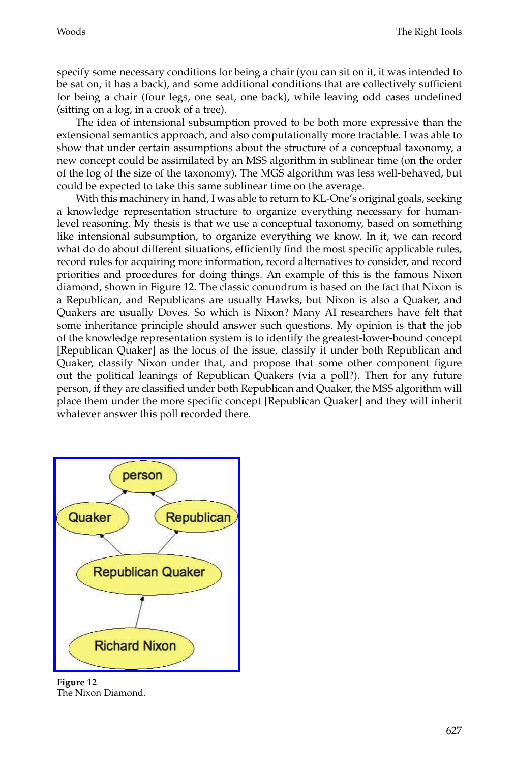specify some necessary conditions for being a chair (you can sit on it, it was intended to be sat on, it has a back), and some additional conditions that are collectively sufficient for being a chair (four legs, one seat, one back), while leaving odd cases undefined (sitting on a log, in a crook of a tree).

The idea of intensional subsumption proved to be both more expressive than the extensional semantics approach, and also computationally more tractable. I was able to show that under certain assumptions about the structure of a conceptual taxonomy, a new concept could be assimilated by an MSS algorithm in sublinear time (on the order of the log of the size of the taxonomy). The MGS algorithm was less well-behaved, but could be expected to take this same sublinear time on the average.

With this machinery in hand, I was able to return to KL-One's original goals, seeking a knowledge representation structure to organize everything necessary for human-level reasoning. My thesis is that we use a conceptual taxonomy, based on something like intensional subsumption, to organize everything we know. In it, we can record what do do about different situations, efficiently find the most specific applicable rules, record rules for acquiring more information, record alternatives to consider, and record priorities and procedures for doing things. An example of this is the famous Nixon diamond, shown in Figure 12. The classic conundrum is based on the fact that Nixon is a Republican, and Republicans are usually Hawks, but Nixon is also a Quaker, and Quakers are usually Doves. So which is Nixon? Many AI researchers have felt that some inheritance principle should answer such questions. My opinion is that the job of the knowledge representation system is to identify the greatest-lower-bound concept [Republican Quaker] as the locus of the issue, classify it under both Republican and Quaker, classify Nixon under that, and propose that some other component figure out the political leanings of Republican Quakers (via a poll?). Then for any future person, if they are classified under both Republican and Quaker, the MSS algorithm will place them under the more specific concept [Republican Quaker] and they will inherit whatever answer this poll recorded there.

**Figure 12**
The Nixon Diamond.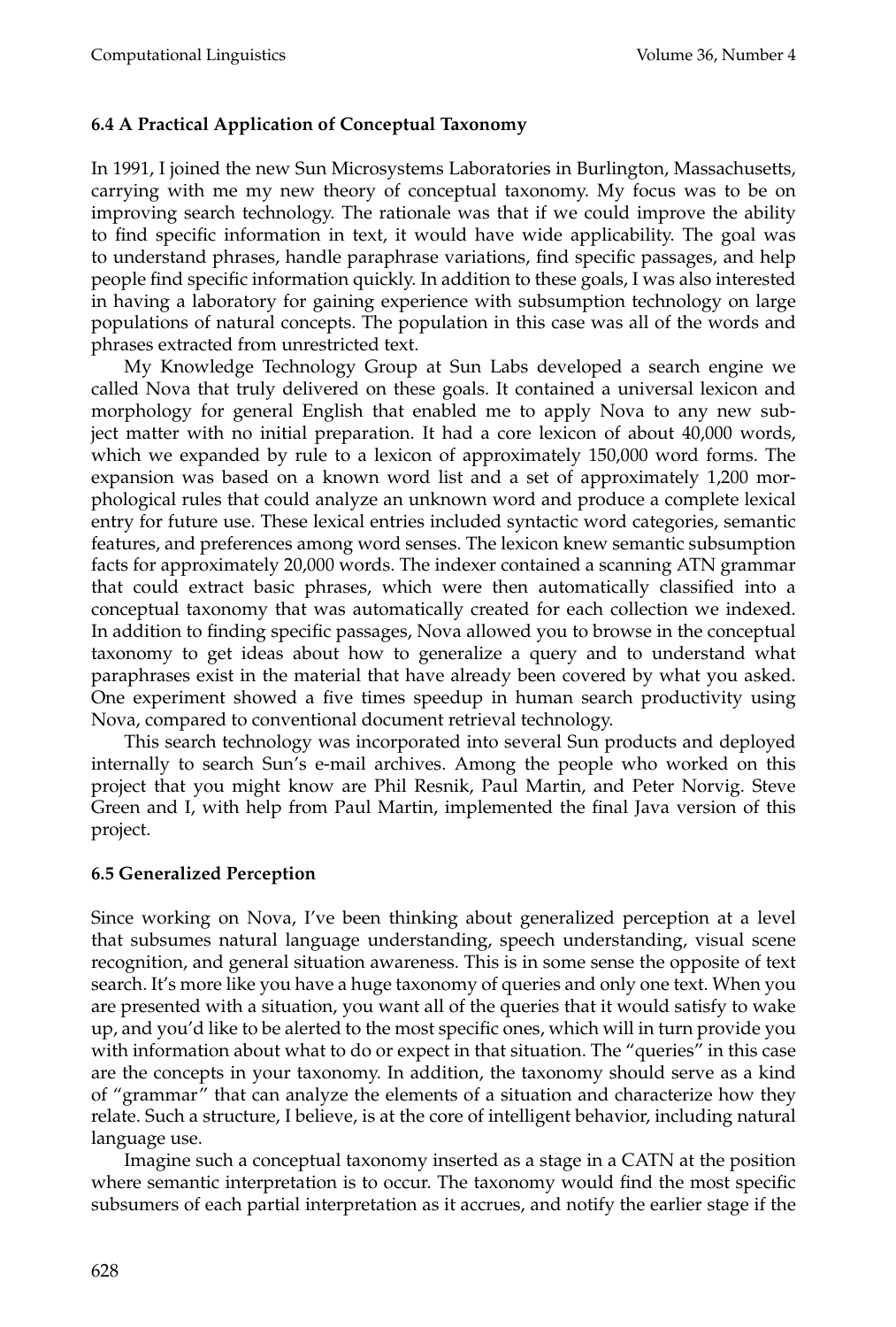### 6.4 A Practical Application of Conceptual Taxonomy

In 1991, I joined the new Sun Microsystems Laboratories in Burlington, Massachusetts, carrying with me my new theory of conceptual taxonomy. My focus was to be on improving search technology. The rationale was that if we could improve the ability to find specific information in text, it would have wide applicability. The goal was to understand phrases, handle paraphrase variations, find specific passages, and help people find specific information quickly. In addition to these goals, I was also interested in having a laboratory for gaining experience with subsumption technology on large populations of natural concepts. The population in this case was all of the words and phrases extracted from unrestricted text.

My Knowledge Technology Group at Sun Labs developed a search engine we called Nova that truly delivered on these goals. It contained a universal lexicon and morphology for general English that enabled me to apply Nova to any new subject matter with no initial preparation. It had a core lexicon of about 40,000 words, which we expanded by rule to a lexicon of approximately 150,000 word forms. The expansion was based on a known word list and a set of approximately 1,200 morphological rules that could analyze an unknown word and produce a complete lexical entry for future use. These lexical entries included syntactic word categories, semantic features, and preferences among word senses. The lexicon knew semantic subsumption facts for approximately 20,000 words. The indexer contained a scanning ATN grammar that could extract basic phrases, which were then automatically classified into a conceptual taxonomy that was automatically created for each collection we indexed. In addition to finding specific passages, Nova allowed you to browse in the conceptual taxonomy to get ideas about how to generalize a query and to understand what paraphrases exist in the material that have already been covered by what you asked. One experiment showed a five times speedup in human search productivity using Nova, compared to conventional document retrieval technology.

This search technology was incorporated into several Sun products and deployed internally to search Sun's e-mail archives. Among the people who worked on this project that you might know are Phil Resnik, Paul Martin, and Peter Norvig. Steve Green and I, with help from Paul Martin, implemented the final Java version of this project.

### 6.5 Generalized Perception

Since working on Nova, I've been thinking about generalized perception at a level that subsumes natural language understanding, speech understanding, visual scene recognition, and general situation awareness. This is in some sense the opposite of text search. It's more like you have a huge taxonomy of queries and only one text. When you are presented with a situation, you want all of the queries that it would satisfy to wake up, and you'd like to be alerted to the most specific ones, which will in turn provide you with information about what to do or expect in that situation. The "queries" in this case are the concepts in your taxonomy. In addition, the taxonomy should serve as a kind of "grammar" that can analyze the elements of a situation and characterize how they relate. Such a structure, I believe, is at the core of intelligent behavior, including natural language use.

Imagine such a conceptual taxonomy inserted as a stage in a CATN at the position where semantic interpretation is to occur. The taxonomy would find the most specific subsumers of each partial interpretation as it accrues, and notify the earlier stage if the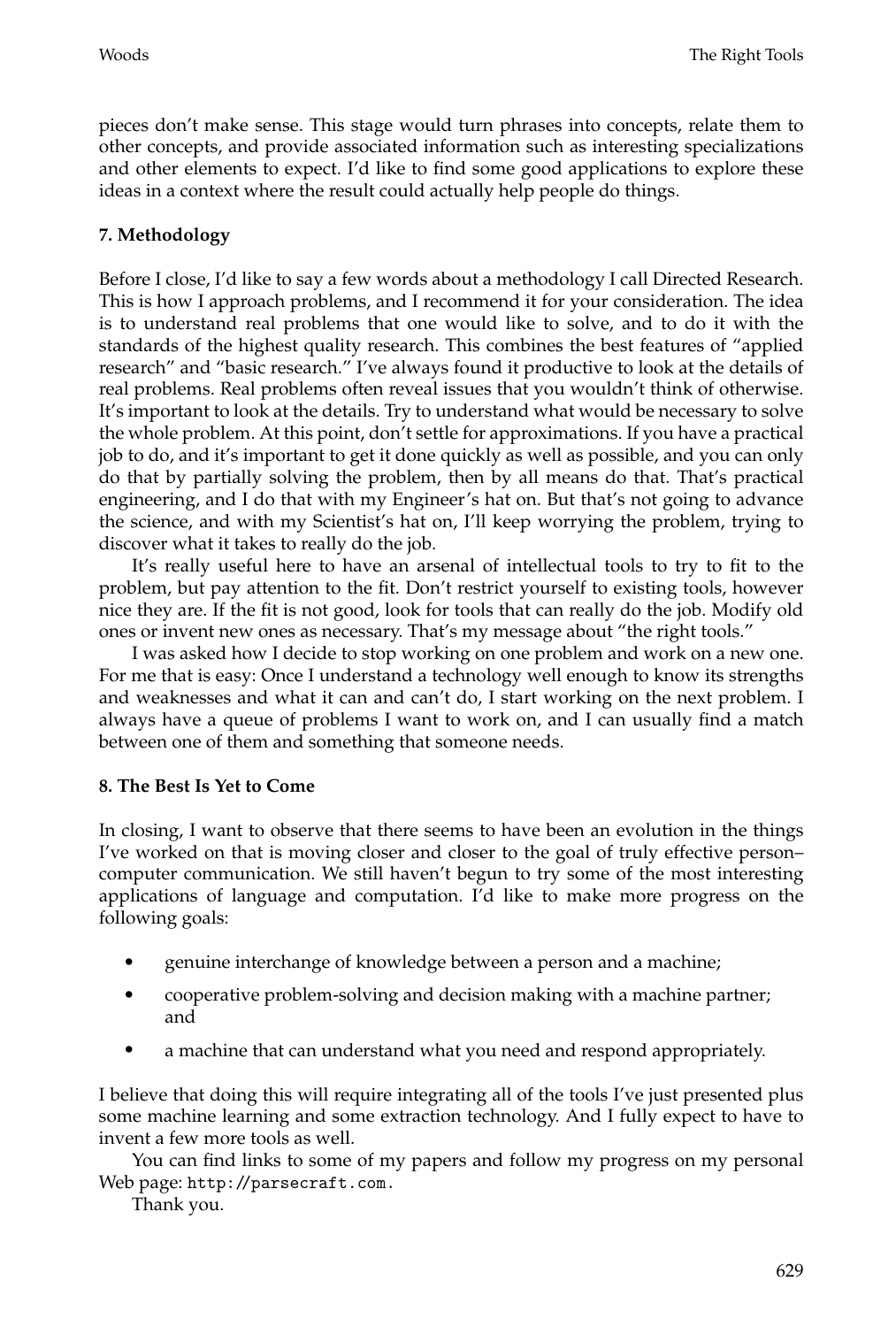pieces don't make sense. This stage would turn phrases into concepts, relate them to other concepts, and provide associated information such as interesting specializations and other elements to expect. I'd like to find some good applications to explore these ideas in a context where the result could actually help people do things.

## 7. Methodology

Before I close, I'd like to say a few words about a methodology I call Directed Research. This is how I approach problems, and I recommend it for your consideration. The idea is to understand real problems that one would like to solve, and to do it with the standards of the highest quality research. This combines the best features of "applied research" and "basic research." I've always found it productive to look at the details of real problems. Real problems often reveal issues that you wouldn't think of otherwise. It's important to look at the details. Try to understand what would be necessary to solve the whole problem. At this point, don't settle for approximations. If you have a practical job to do, and it's important to get it done quickly as well as possible, and you can only do that by partially solving the problem, then by all means do that. That's practical engineering, and I do that with my Engineer's hat on. But that's not going to advance the science, and with my Scientist's hat on, I'll keep worrying the problem, trying to discover what it takes to really do the job.

It's really useful here to have an arsenal of intellectual tools to try to fit to the problem, but pay attention to the fit. Don't restrict yourself to existing tools, however nice they are. If the fit is not good, look for tools that can really do the job. Modify old ones or invent new ones as necessary. That's my message about "the right tools."

I was asked how I decide to stop working on one problem and work on a new one. For me that is easy: Once I understand a technology well enough to know its strengths and weaknesses and what it can and can't do, I start working on the next problem. I always have a queue of problems I want to work on, and I can usually find a match between one of them and something that someone needs.

## 8. The Best Is Yet to Come

In closing, I want to observe that there seems to have been an evolution in the things I've worked on that is moving closer and closer to the goal of truly effective person–computer communication. We still haven't begun to try some of the most interesting applications of language and computation. I'd like to make more progress on the following goals:

- genuine interchange of knowledge between a person and a machine;
- cooperative problem-solving and decision making with a machine partner; and
- a machine that can understand what you need and respond appropriately.

I believe that doing this will require integrating all of the tools I've just presented plus some machine learning and some extraction technology. And I fully expect to have to invent a few more tools as well.

You can find links to some of my papers and follow my progress on my personal Web page: http://parsecraft.com.

Thank you.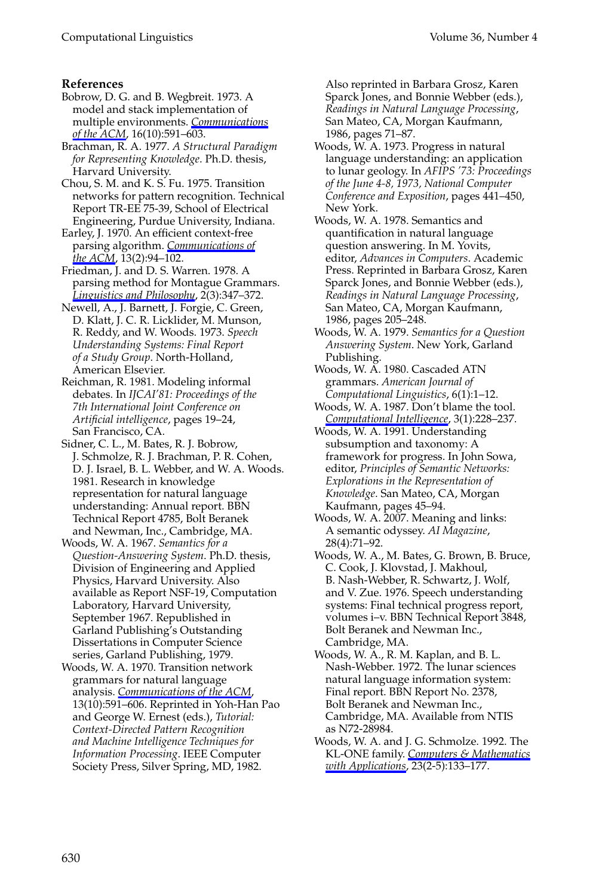## References

Bobrow, D. G. and B. Wegbreit. 1973. A model and stack implementation of multiple environments. *Communications of the ACM*, 16(10):591–603.

Brachman, R. A. 1977. *A Structural Paradigm for Representing Knowledge*. Ph.D. thesis, Harvard University.

Chou, S. M. and K. S. Fu. 1975. Transition networks for pattern recognition. Technical Report TR-EE 75-39, School of Electrical Engineering, Purdue University, Indiana.

Earley, J. 1970. An efficient context-free parsing algorithm. *Communications of the ACM*, 13(2):94–102.

Friedman, J. and D. S. Warren. 1978. A parsing method for Montague Grammars. *Linguistics and Philosophy*, 2(3):347–372.

Newell, A., J. Barnett, J. Forgie, C. Green, D. Klatt, J. C. R. Licklider, M. Munson, R. Reddy, and W. Woods. 1973. *Speech Understanding Systems: Final Report of a Study Group*. North-Holland, American Elsevier.

Reichman, R. 1981. Modeling informal debates. In *IJCAI'81: Proceedings of the 7th International Joint Conference on Artificial intelligence*, pages 19–24, San Francisco, CA.

Sidner, C. L., M. Bates, R. J. Bobrow, J. Schmolze, R. J. Brachman, P. R. Cohen, D. J. Israel, B. L. Webber, and W. A. Woods. 1981. Research in knowledge representation for natural language understanding: Annual report. BBN Technical Report 4785, Bolt Beranek and Newman, Inc., Cambridge, MA.

Woods, W. A. 1967. *Semantics for a Question-Answering System*. Ph.D. thesis, Division of Engineering and Applied Physics, Harvard University. Also available as Report NSF-19, Computation Laboratory, Harvard University, September 1967. Republished in Garland Publishing's Outstanding Dissertations in Computer Science series, Garland Publishing, 1979.

Woods, W. A. 1970. Transition network grammars for natural language analysis. *Communications of the ACM*, 13(10):591–606. Reprinted in Yoh-Han Pao and George W. Ernest (eds.), *Tutorial: Context-Directed Pattern Recognition and Machine Intelligence Techniques for Information Processing*. IEEE Computer Society Press, Silver Spring, MD, 1982. Also reprinted in Barbara Grosz, Karen Sparck Jones, and Bonnie Webber (eds.), *Readings in Natural Language Processing*, San Mateo, CA, Morgan Kaufmann, 1986, pages 71–87.

Woods, W. A. 1973. Progress in natural language understanding: an application to lunar geology. In *AFIPS '73: Proceedings of the June 4-8, 1973, National Computer Conference and Exposition*, pages 441–450, New York.

Woods, W. A. 1978. Semantics and quantification in natural language question answering. In M. Yovits, editor, *Advances in Computers*. Academic Press. Reprinted in Barbara Grosz, Karen Sparck Jones, and Bonnie Webber (eds.), *Readings in Natural Language Processing*, San Mateo, CA, Morgan Kaufmann, 1986, pages 205–248.

Woods, W. A. 1979. *Semantics for a Question Answering System*. New York, Garland Publishing.

Woods, W. A. 1980. Cascaded ATN grammars. *American Journal of Computational Linguistics*, 6(1):1–12.

Woods, W. A. 1987. Don't blame the tool. *Computational Intelligence*, 3(1):228–237.

Woods, W. A. 1991. Understanding subsumption and taxonomy: A framework for progress. In John Sowa, editor, *Principles of Semantic Networks: Explorations in the Representation of Knowledge*. San Mateo, CA, Morgan Kaufmann, pages 45–94.

Woods, W. A. 2007. Meaning and links: A semantic odyssey. *AI Magazine*, 28(4):71–92.

Woods, W. A., M. Bates, G. Brown, B. Bruce, C. Cook, J. Klovstad, J. Makhoul, B. Nash-Webber, R. Schwartz, J. Wolf, and V. Zue. 1976. Speech understanding systems: Final technical progress report, volumes i–v. BBN Technical Report 3848, Bolt Beranek and Newman Inc., Cambridge, MA.

Woods, W. A., R. M. Kaplan, and B. L. Nash-Webber. 1972. The lunar sciences natural language information system: Final report. BBN Report No. 2378, Bolt Beranek and Newman Inc., Cambridge, MA. Available from NTIS as N72-28984.

Woods, W. A. and J. G. Schmolze. 1992. The KL-ONE family. *Computers & Mathematics with Applications*, 23(2-5):133–177.